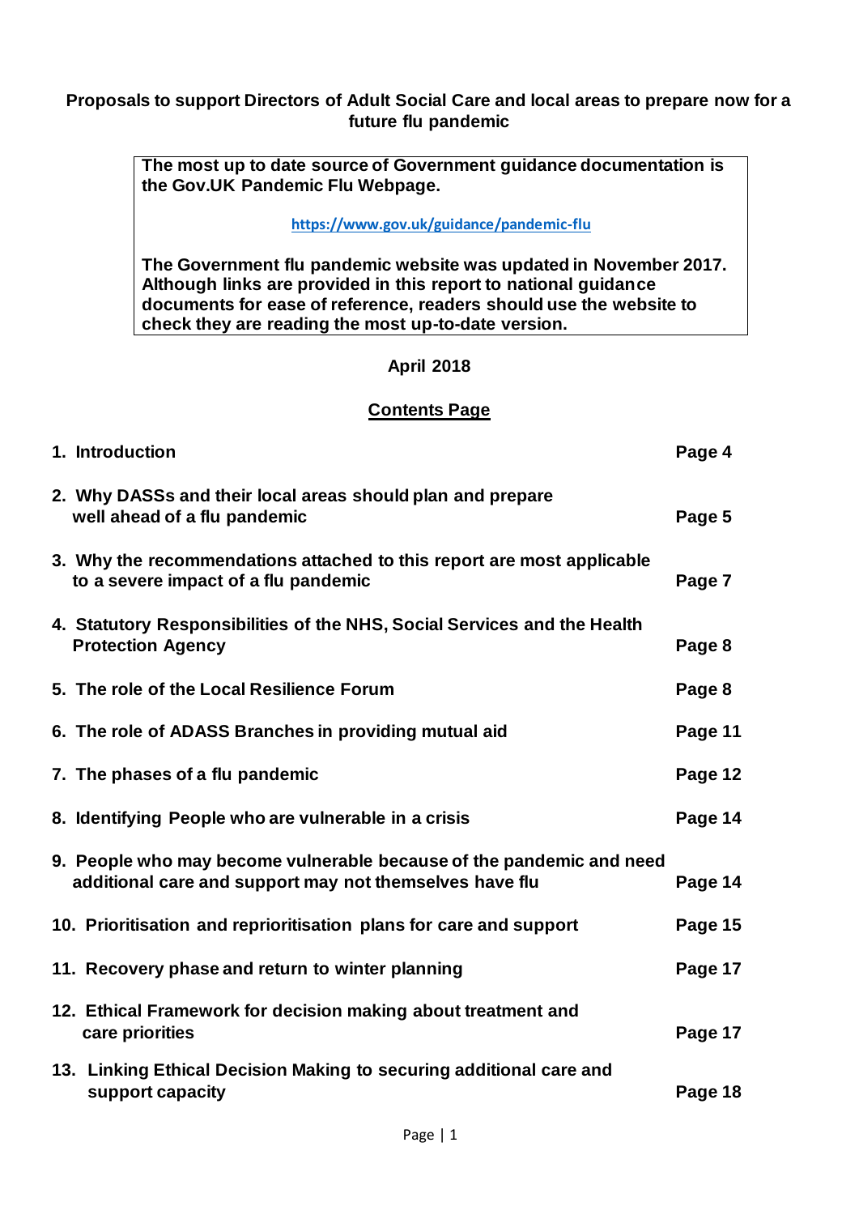# Proposals to support Directors of Adult Social Care and local areas to prepare now for a future flu pandemic

> **The most up to date source of Government guidance documentation is the Gov.UK Pandemic Flu Webpage.**
>
> **https://www.gov.uk/guidance/pandemic-flu**
>
> **The Government flu pandemic website was updated in November 2017. Although links are provided in this report to national guidance documents for ease of reference, readers should use the website to check they are reading the most up-to-date version.**

**April 2018**

## Contents Page

| | |
|---|---|
| **1. Introduction** | **Page 4** |
| **2. Why DASSs and their local areas should plan and prepare well ahead of a flu pandemic** | **Page 5** |
| **3. Why the recommendations attached to this report are most applicable to a severe impact of a flu pandemic** | **Page 7** |
| **4. Statutory Responsibilities of the NHS, Social Services and the Health Protection Agency** | **Page 8** |
| **5. The role of the Local Resilience Forum** | **Page 8** |
| **6. The role of ADASS Branches in providing mutual aid** | **Page 11** |
| **7. The phases of a flu pandemic** | **Page 12** |
| **8. Identifying People who are vulnerable in a crisis** | **Page 14** |
| **9. People who may become vulnerable because of the pandemic and need additional care and support may not themselves have flu** | **Page 14** |
| **10. Prioritisation and reprioritisation plans for care and support** | **Page 15** |
| **11. Recovery phase and return to winter planning** | **Page 17** |
| **12. Ethical Framework for decision making about treatment and care priorities** | **Page 17** |
| **13. Linking Ethical Decision Making to securing additional care and support capacity** | **Page 18** |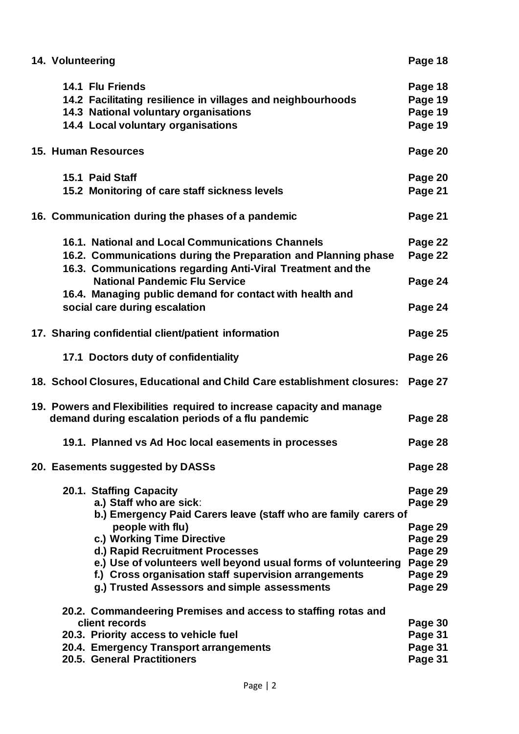| | |
|---|---|
| **14. Volunteering** | **Page 18** |
| **14.1 Flu Friends** | **Page 18** |
| **14.2 Facilitating resilience in villages and neighbourhoods** | **Page 19** |
| **14.3 National voluntary organisations** | **Page 19** |
| **14.4 Local voluntary organisations** | **Page 19** |
| **15. Human Resources** | **Page 20** |
| **15.1 Paid Staff** | **Page 20** |
| **15.2 Monitoring of care staff sickness levels** | **Page 21** |
| **16. Communication during the phases of a pandemic** | **Page 21** |
| **16.1. National and Local Communications Channels** | **Page 22** |
| **16.2. Communications during the Preparation and Planning phase** | **Page 22** |
| **16.3. Communications regarding Anti-Viral Treatment and the National Pandemic Flu Service** | **Page 24** |
| **16.4. Managing public demand for contact with health and social care during escalation** | **Page 24** |
| **17. Sharing confidential client/patient information** | **Page 25** |
| **17.1 Doctors duty of confidentiality** | **Page 26** |
| **18. School Closures, Educational and Child Care establishment closures:** | **Page 27** |
| **19. Powers and Flexibilities required to increase capacity and manage demand during escalation periods of a flu pandemic** | **Page 28** |
| **19.1. Planned vs Ad Hoc local easements in processes** | **Page 28** |
| **20. Easements suggested by DASSs** | **Page 28** |
| **20.1. Staffing Capacity** | **Page 29** |
| **a.) Staff who are sick**: | **Page 29** |
| **b.) Emergency Paid Carers leave (staff who are family carers of people with flu)** | **Page 29** |
| **c.) Working Time Directive** | **Page 29** |
| **d.) Rapid Recruitment Processes** | **Page 29** |
| **e.) Use of volunteers well beyond usual forms of volunteering** | **Page 29** |
| **f.) Cross organisation staff supervision arrangements** | **Page 29** |
| **g.) Trusted Assessors and simple assessments** | **Page 29** |
| **20.2. Commandeering Premises and access to staffing rotas and client records** | **Page 30** |
| **20.3. Priority access to vehicle fuel** | **Page 31** |
| **20.4. Emergency Transport arrangements** | **Page 31** |
| **20.5. General Practitioners** | **Page 31** |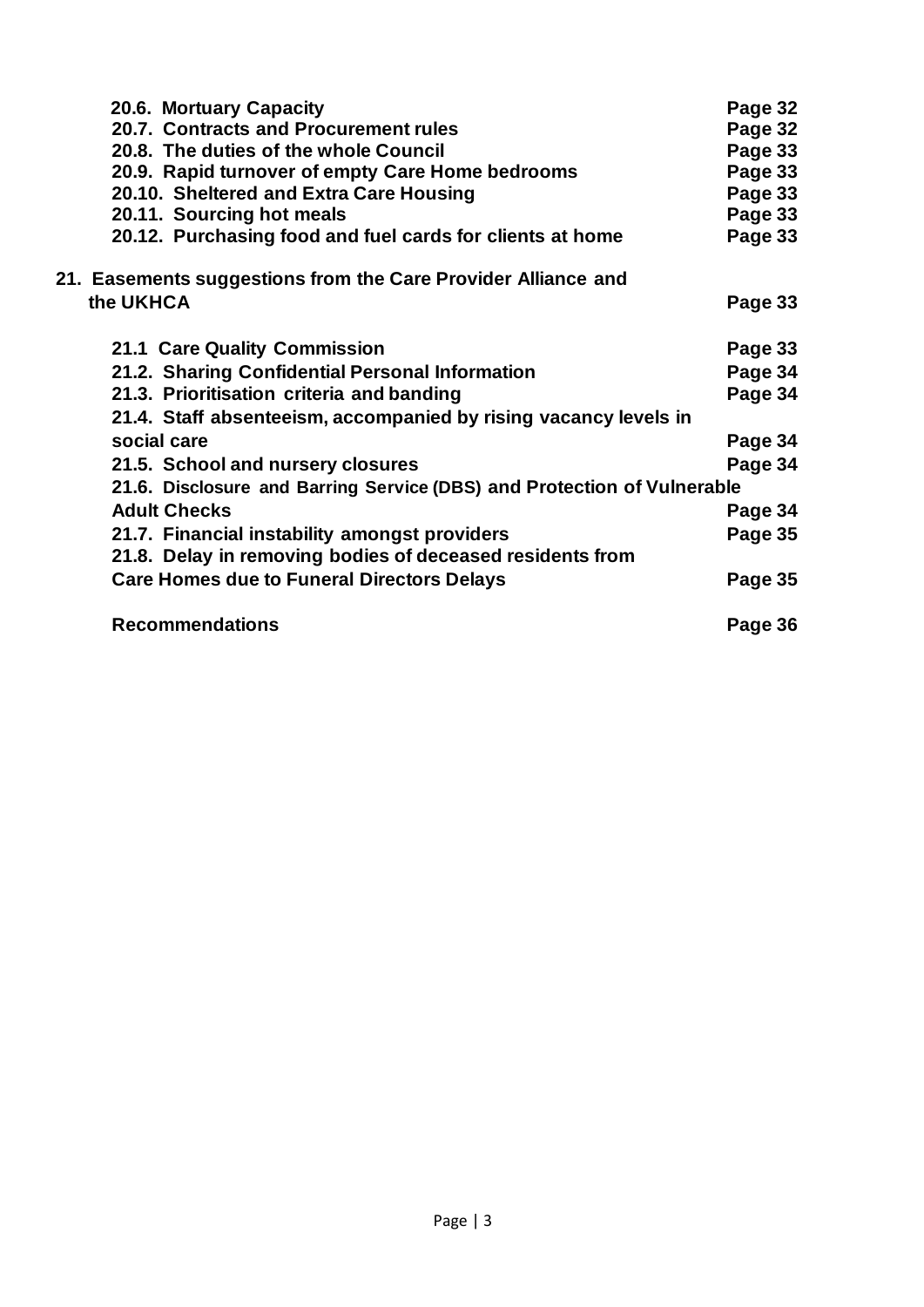**20.6. Mortuary Capacity** **Page 32**
**20.7. Contracts and Procurement rules** **Page 32**
**20.8. The duties of the whole Council** **Page 33**
**20.9. Rapid turnover of empty Care Home bedrooms** **Page 33**
**20.10. Sheltered and Extra Care Housing** **Page 33**
**20.11. Sourcing hot meals** **Page 33**
**20.12. Purchasing food and fuel cards for clients at home** **Page 33**

**21. Easements suggestions from the Care Provider Alliance and the UKHCA** **Page 33**

**21.1 Care Quality Commission** **Page 33**
**21.2. Sharing Confidential Personal Information** **Page 34**
**21.3. Prioritisation criteria and banding** **Page 34**
**21.4. Staff absenteeism, accompanied by rising vacancy levels in social care** **Page 34**
**21.5. School and nursery closures** **Page 34**
**21.6. Disclosure and Barring Service (DBS) and Protection of Vulnerable Adult Checks** **Page 34**
**21.7. Financial instability amongst providers** **Page 35**
**21.8. Delay in removing bodies of deceased residents from Care Homes due to Funeral Directors Delays** **Page 35**

**Recommendations** **Page 36**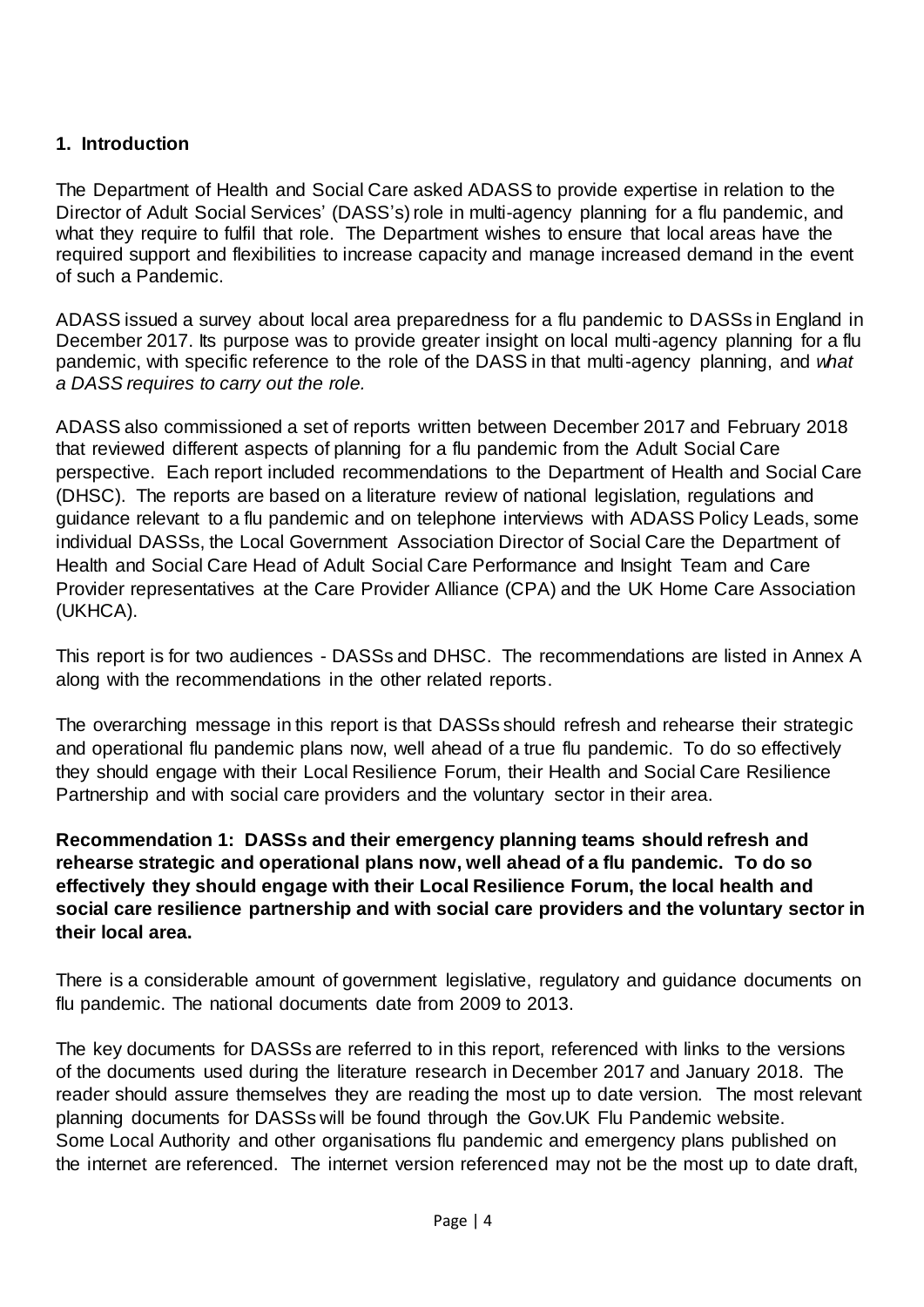## 1. Introduction

The Department of Health and Social Care asked ADASS to provide expertise in relation to the Director of Adult Social Services' (DASS's) role in multi-agency planning for a flu pandemic, and what they require to fulfil that role. The Department wishes to ensure that local areas have the required support and flexibilities to increase capacity and manage increased demand in the event of such a Pandemic.

ADASS issued a survey about local area preparedness for a flu pandemic to DASSs in England in December 2017. Its purpose was to provide greater insight on local multi-agency planning for a flu pandemic, with specific reference to the role of the DASS in that multi-agency planning, and *what a DASS requires to carry out the role.*

ADASS also commissioned a set of reports written between December 2017 and February 2018 that reviewed different aspects of planning for a flu pandemic from the Adult Social Care perspective. Each report included recommendations to the Department of Health and Social Care (DHSC). The reports are based on a literature review of national legislation, regulations and guidance relevant to a flu pandemic and on telephone interviews with ADASS Policy Leads, some individual DASSs, the Local Government Association Director of Social Care the Department of Health and Social Care Head of Adult Social Care Performance and Insight Team and Care Provider representatives at the Care Provider Alliance (CPA) and the UK Home Care Association (UKHCA).

This report is for two audiences - DASSs and DHSC. The recommendations are listed in Annex A along with the recommendations in the other related reports.

The overarching message in this report is that DASSs should refresh and rehearse their strategic and operational flu pandemic plans now, well ahead of a true flu pandemic. To do so effectively they should engage with their Local Resilience Forum, their Health and Social Care Resilience Partnership and with social care providers and the voluntary sector in their area.

**Recommendation 1: DASSs and their emergency planning teams should refresh and rehearse strategic and operational plans now, well ahead of a flu pandemic. To do so effectively they should engage with their Local Resilience Forum, the local health and social care resilience partnership and with social care providers and the voluntary sector in their local area.**

There is a considerable amount of government legislative, regulatory and guidance documents on flu pandemic. The national documents date from 2009 to 2013.

The key documents for DASSs are referred to in this report, referenced with links to the versions of the documents used during the literature research in December 2017 and January 2018. The reader should assure themselves they are reading the most up to date version. The most relevant planning documents for DASSs will be found through the Gov.UK Flu Pandemic website. Some Local Authority and other organisations flu pandemic and emergency plans published on the internet are referenced. The internet version referenced may not be the most up to date draft,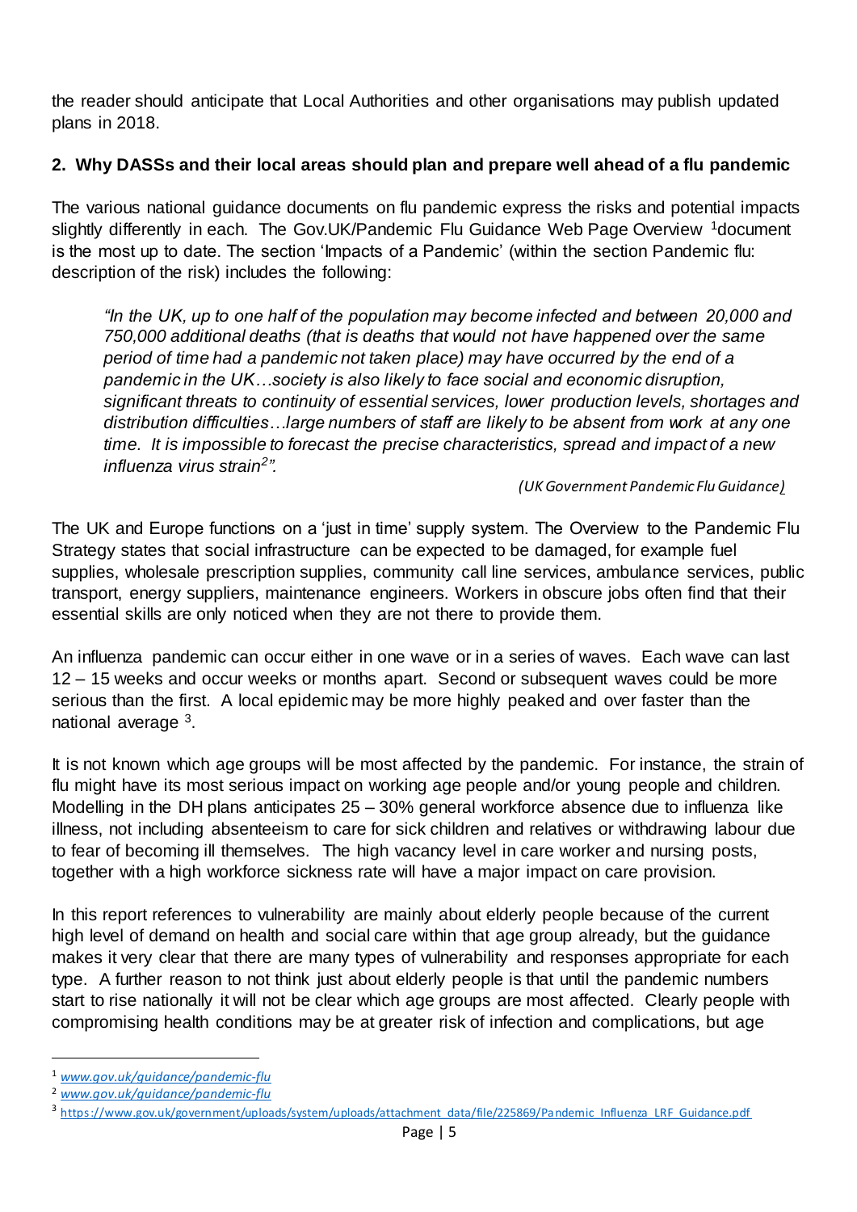the reader should anticipate that Local Authorities and other organisations may publish updated plans in 2018.

## 2. Why DASSs and their local areas should plan and prepare well ahead of a flu pandemic

The various national guidance documents on flu pandemic express the risks and potential impacts slightly differently in each. The Gov.UK/Pandemic Flu Guidance Web Page Overview [1]document is the most up to date. The section 'Impacts of a Pandemic' (within the section Pandemic flu: description of the risk) includes the following:

> *"In the UK, up to one half of the population may become infected and between 20,000 and 750,000 additional deaths (that is deaths that would not have happened over the same period of time had a pandemic not taken place) may have occurred by the end of a pandemic in the UK…society is also likely to face social and economic disruption, significant threats to continuity of essential services, lower production levels, shortages and distribution difficulties…large numbers of staff are likely to be absent from work at any one time. It is impossible to forecast the precise characteristics, spread and impact of a new influenza virus strain[2]".*
>
> *(UK Government Pandemic Flu Guidance)*

The UK and Europe functions on a 'just in time' supply system. The Overview to the Pandemic Flu Strategy states that social infrastructure can be expected to be damaged, for example fuel supplies, wholesale prescription supplies, community call line services, ambulance services, public transport, energy suppliers, maintenance engineers. Workers in obscure jobs often find that their essential skills are only noticed when they are not there to provide them.

An influenza pandemic can occur either in one wave or in a series of waves. Each wave can last 12 – 15 weeks and occur weeks or months apart. Second or subsequent waves could be more serious than the first. A local epidemic may be more highly peaked and over faster than the national average [3].

It is not known which age groups will be most affected by the pandemic. For instance, the strain of flu might have its most serious impact on working age people and/or young people and children. Modelling in the DH plans anticipates 25 – 30% general workforce absence due to influenza like illness, not including absenteeism to care for sick children and relatives or withdrawing labour due to fear of becoming ill themselves. The high vacancy level in care worker and nursing posts, together with a high workforce sickness rate will have a major impact on care provision.

In this report references to vulnerability are mainly about elderly people because of the current high level of demand on health and social care within that age group already, but the guidance makes it very clear that there are many types of vulnerability and responses appropriate for each type. A further reason to not think just about elderly people is that until the pandemic numbers start to rise nationally it will not be clear which age groups are most affected. Clearly people with compromising health conditions may be at greater risk of infection and complications, but age

---

[1] www.gov.uk/guidance/pandemic-flu

[2] www.gov.uk/guidance/pandemic-flu

[3] https://www.gov.uk/government/uploads/system/uploads/attachment_data/file/225869/Pandemic_Influenza_LRF_Guidance.pdf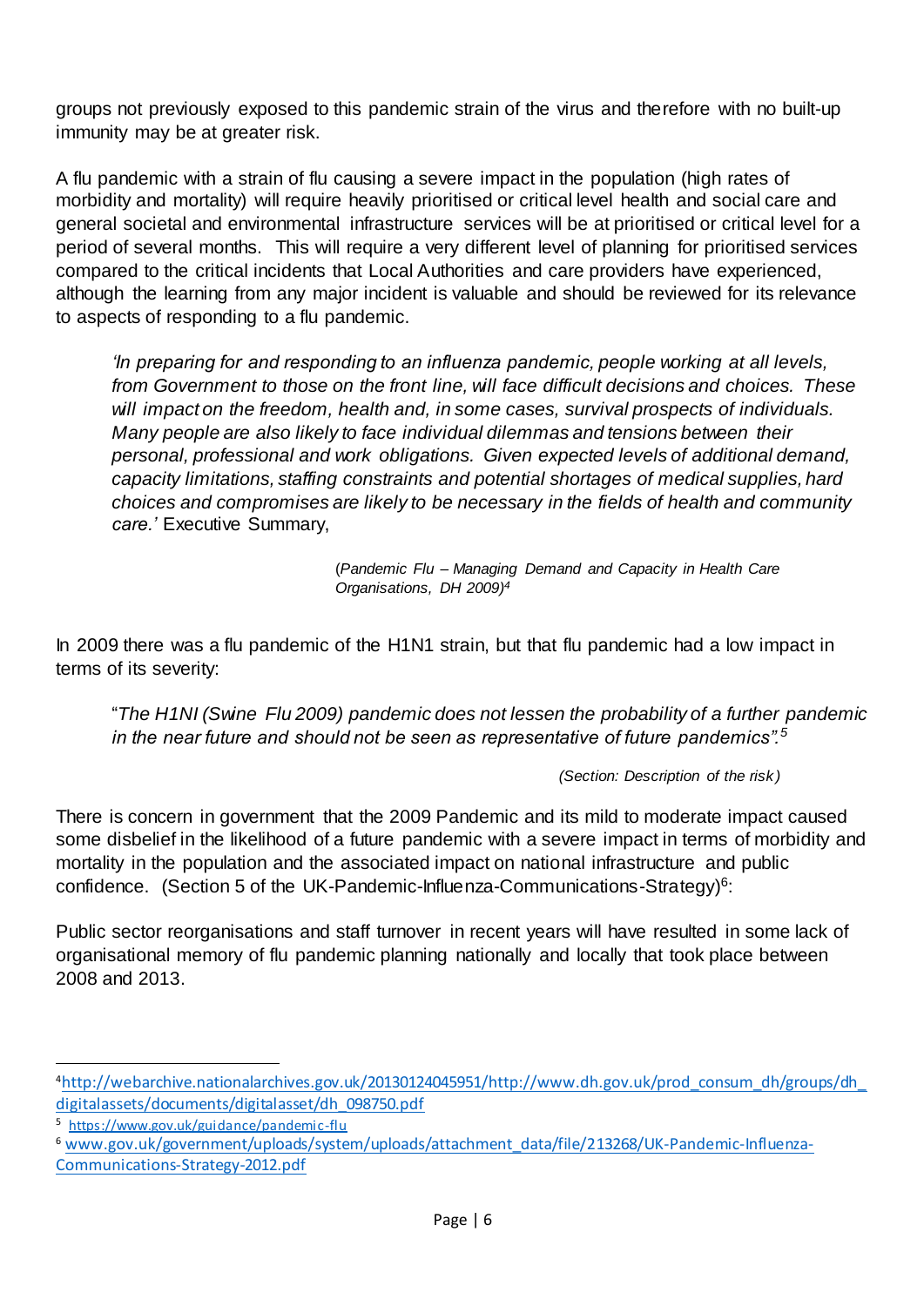groups not previously exposed to this pandemic strain of the virus and therefore with no built-up immunity may be at greater risk.

A flu pandemic with a strain of flu causing a severe impact in the population (high rates of morbidity and mortality) will require heavily prioritised or critical level health and social care and general societal and environmental infrastructure services will be at prioritised or critical level for a period of several months. This will require a very different level of planning for prioritised services compared to the critical incidents that Local Authorities and care providers have experienced, although the learning from any major incident is valuable and should be reviewed for its relevance to aspects of responding to a flu pandemic.

> *'In preparing for and responding to an influenza pandemic, people working at all levels, from Government to those on the front line, will face difficult decisions and choices. These will impact on the freedom, health and, in some cases, survival prospects of individuals. Many people are also likely to face individual dilemmas and tensions between their personal, professional and work obligations. Given expected levels of additional demand, capacity limitations, staffing constraints and potential shortages of medical supplies, hard choices and compromises are likely to be necessary in the fields of health and community care.'* Executive Summary,
>
> (*Pandemic Flu – Managing Demand and Capacity in Health Care Organisations, DH 2009)*[4]

In 2009 there was a flu pandemic of the H1N1 strain, but that flu pandemic had a low impact in terms of its severity:

> "*The H1NI (Swine Flu 2009) pandemic does not lessen the probability of a further pandemic in the near future and should not be seen as representative of future pandemics".*[5]
>
> *(Section: Description of the risk)*

There is concern in government that the 2009 Pandemic and its mild to moderate impact caused some disbelief in the likelihood of a future pandemic with a severe impact in terms of morbidity and mortality in the population and the associated impact on national infrastructure and public confidence. (Section 5 of the UK-Pandemic-Influenza-Communications-Strategy)[6]:

Public sector reorganisations and staff turnover in recent years will have resulted in some lack of organisational memory of flu pandemic planning nationally and locally that took place between 2008 and 2013.

---

[4] http://webarchive.nationalarchives.gov.uk/20130124045951/http://www.dh.gov.uk/prod_consum_dh/groups/dh_digitalassets/documents/digitalasset/dh_098750.pdf

[5] https://www.gov.uk/guidance/pandemic-flu

[6] www.gov.uk/government/uploads/system/uploads/attachment_data/file/213268/UK-Pandemic-Influenza-Communications-Strategy-2012.pdf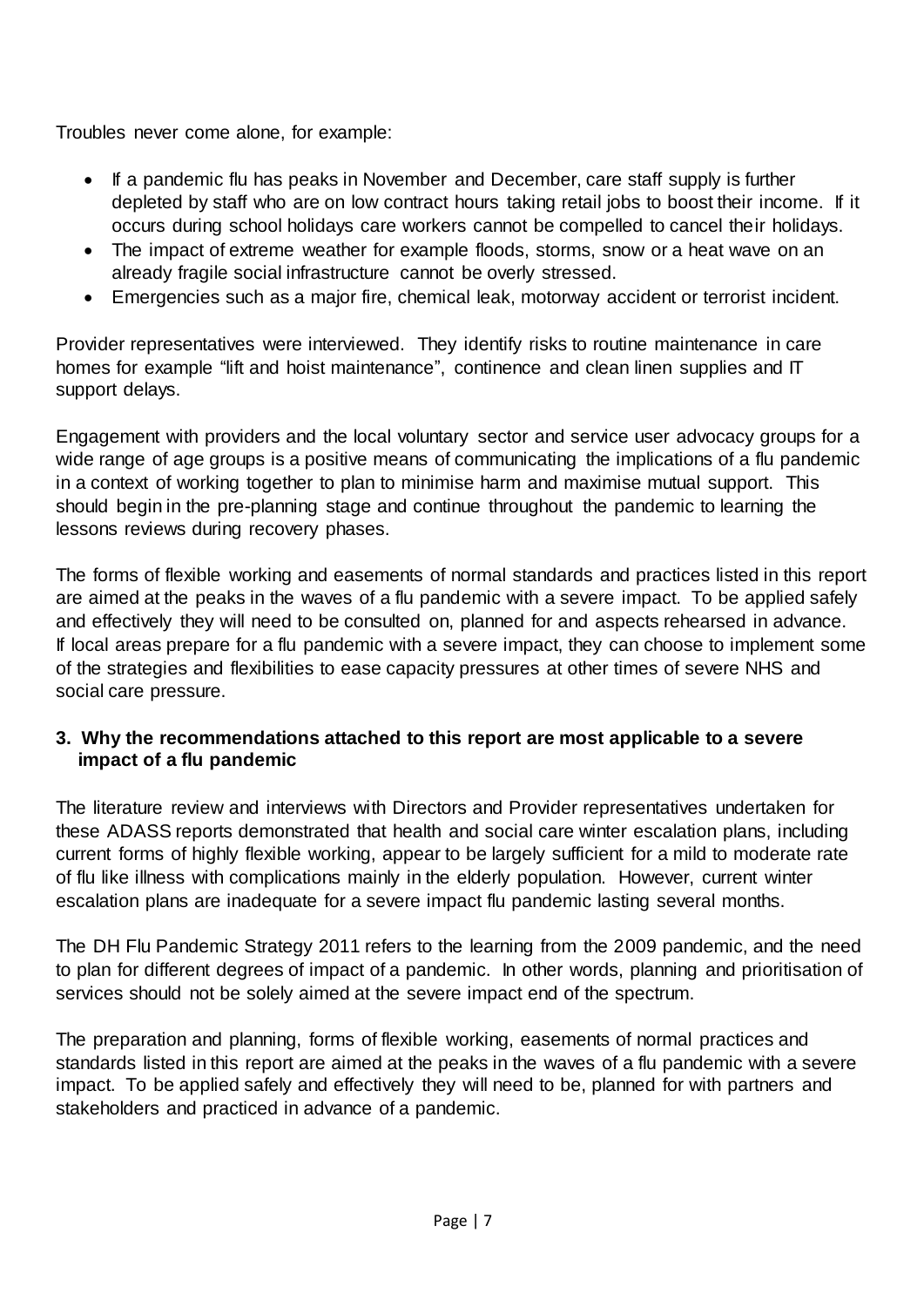Troubles never come alone, for example:

- If a pandemic flu has peaks in November and December, care staff supply is further depleted by staff who are on low contract hours taking retail jobs to boost their income. If it occurs during school holidays care workers cannot be compelled to cancel their holidays.
- The impact of extreme weather for example floods, storms, snow or a heat wave on an already fragile social infrastructure cannot be overly stressed.
- Emergencies such as a major fire, chemical leak, motorway accident or terrorist incident.

Provider representatives were interviewed. They identify risks to routine maintenance in care homes for example "lift and hoist maintenance", continence and clean linen supplies and IT support delays.

Engagement with providers and the local voluntary sector and service user advocacy groups for a wide range of age groups is a positive means of communicating the implications of a flu pandemic in a context of working together to plan to minimise harm and maximise mutual support. This should begin in the pre-planning stage and continue throughout the pandemic to learning the lessons reviews during recovery phases.

The forms of flexible working and easements of normal standards and practices listed in this report are aimed at the peaks in the waves of a flu pandemic with a severe impact. To be applied safely and effectively they will need to be consulted on, planned for and aspects rehearsed in advance. If local areas prepare for a flu pandemic with a severe impact, they can choose to implement some of the strategies and flexibilities to ease capacity pressures at other times of severe NHS and social care pressure.

## 3. Why the recommendations attached to this report are most applicable to a severe impact of a flu pandemic

The literature review and interviews with Directors and Provider representatives undertaken for these ADASS reports demonstrated that health and social care winter escalation plans, including current forms of highly flexible working, appear to be largely sufficient for a mild to moderate rate of flu like illness with complications mainly in the elderly population. However, current winter escalation plans are inadequate for a severe impact flu pandemic lasting several months.

The DH Flu Pandemic Strategy 2011 refers to the learning from the 2009 pandemic, and the need to plan for different degrees of impact of a pandemic. In other words, planning and prioritisation of services should not be solely aimed at the severe impact end of the spectrum.

The preparation and planning, forms of flexible working, easements of normal practices and standards listed in this report are aimed at the peaks in the waves of a flu pandemic with a severe impact. To be applied safely and effectively they will need to be, planned for with partners and stakeholders and practiced in advance of a pandemic.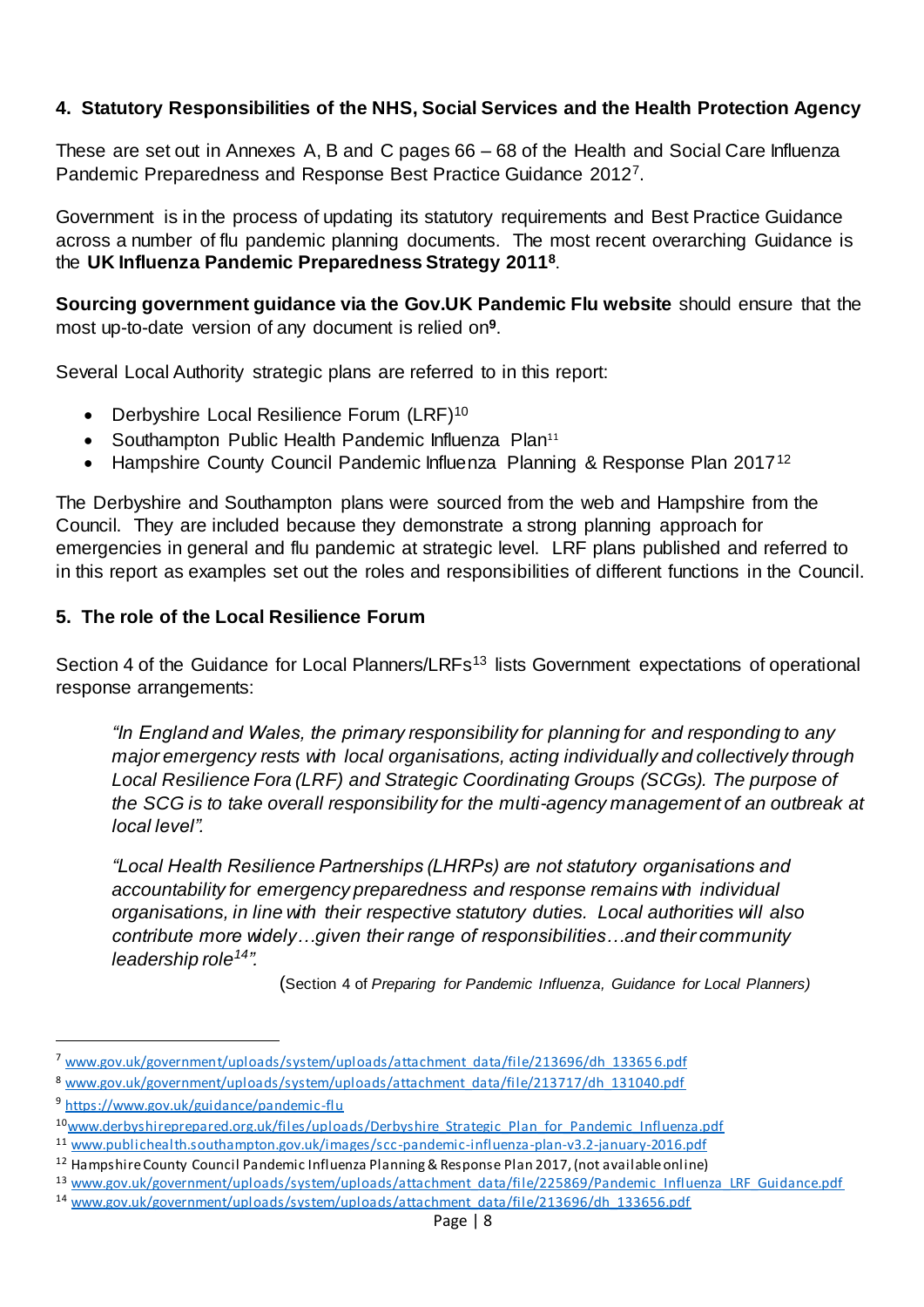## 4. Statutory Responsibilities of the NHS, Social Services and the Health Protection Agency

These are set out in Annexes A, B and C pages 66 – 68 of the Health and Social Care Influenza Pandemic Preparedness and Response Best Practice Guidance 2012[7].

Government is in the process of updating its statutory requirements and Best Practice Guidance across a number of flu pandemic planning documents. The most recent overarching Guidance is the **UK Influenza Pandemic Preparedness Strategy 2011[8]**.

**Sourcing government guidance via the Gov.UK Pandemic Flu website** should ensure that the most up-to-date version of any document is relied on[9].

Several Local Authority strategic plans are referred to in this report:

- Derbyshire Local Resilience Forum (LRF)[10]
- Southampton Public Health Pandemic Influenza Plan[11]
- Hampshire County Council Pandemic Influenza Planning & Response Plan 2017[12]

The Derbyshire and Southampton plans were sourced from the web and Hampshire from the Council. They are included because they demonstrate a strong planning approach for emergencies in general and flu pandemic at strategic level. LRF plans published and referred to in this report as examples set out the roles and responsibilities of different functions in the Council.

## 5. The role of the Local Resilience Forum

Section 4 of the Guidance for Local Planners/LRFs[13] lists Government expectations of operational response arrangements:

> *"In England and Wales, the primary responsibility for planning for and responding to any major emergency rests with local organisations, acting individually and collectively through Local Resilience Fora (LRF) and Strategic Coordinating Groups (SCGs). The purpose of the SCG is to take overall responsibility for the multi-agency management of an outbreak at local level".*
>
> *"Local Health Resilience Partnerships (LHRPs) are not statutory organisations and accountability for emergency preparedness and response remains with individual organisations, in line with their respective statutory duties. Local authorities will also contribute more widely…given their range of responsibilities…and their community leadership role[14]".*
>
> (Section 4 of *Preparing for Pandemic Influenza, Guidance for Local Planners)*

---

[7] www.gov.uk/government/uploads/system/uploads/attachment_data/file/213696/dh_133656.pdf

[8] www.gov.uk/government/uploads/system/uploads/attachment_data/file/213717/dh_131040.pdf

[9] https://www.gov.uk/guidance/pandemic-flu

[10] www.derbyshireprepared.org.uk/files/uploads/Derbyshire_Strategic_Plan_for_Pandemic_Influenza.pdf

[11] www.publichealth.southampton.gov.uk/images/scc-pandemic-influenza-plan-v3.2-january-2016.pdf

[12] Hampshire County Council Pandemic Influenza Planning & Response Plan 2017, (not available online)

[13] www.gov.uk/government/uploads/system/uploads/attachment_data/file/225869/Pandemic_Influenza_LRF_Guidance.pdf

[14] www.gov.uk/government/uploads/system/uploads/attachment_data/file/213696/dh_133656.pdf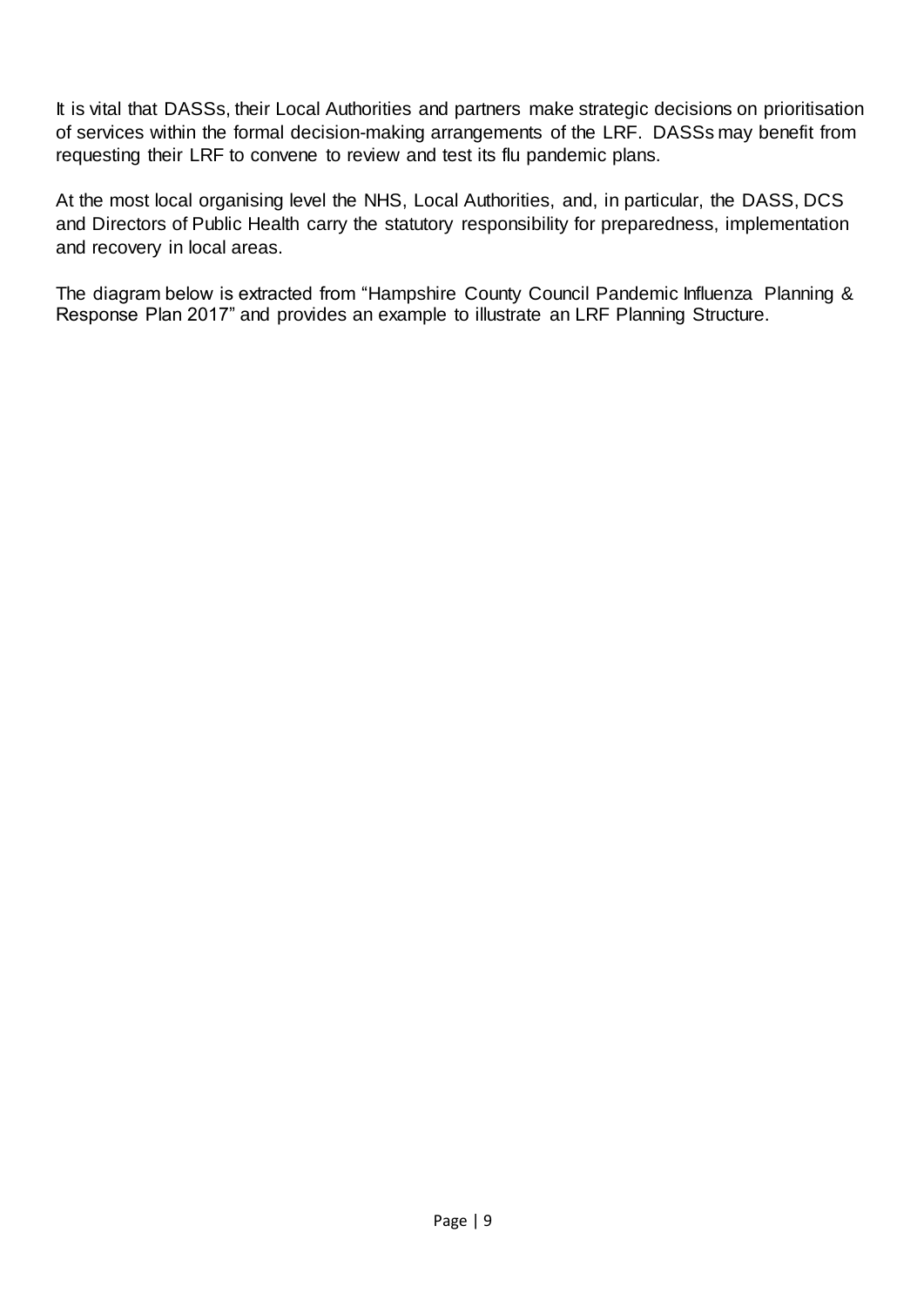It is vital that DASSs, their Local Authorities and partners make strategic decisions on prioritisation of services within the formal decision-making arrangements of the LRF. DASSs may benefit from requesting their LRF to convene to review and test its flu pandemic plans.

At the most local organising level the NHS, Local Authorities, and, in particular, the DASS, DCS and Directors of Public Health carry the statutory responsibility for preparedness, implementation and recovery in local areas.

The diagram below is extracted from "Hampshire County Council Pandemic Influenza Planning & Response Plan 2017" and provides an example to illustrate an LRF Planning Structure.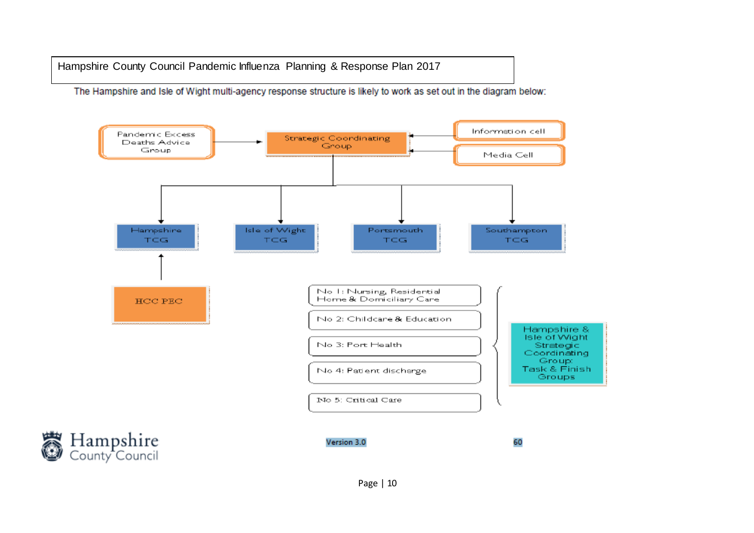The Hampshire and Isle of Wight multi-agency response structure is likely to work as set out in the diagram below:

- Pandemic Excess Deaths Advice Group → Strategic Coordinating Group
- Information cell → Strategic Coordinating Group
- Media Cell → Strategic Coordinating Group

Strategic Coordinating Group →

- Hampshire TCG
- Isle of Wight TCG
- Portsmouth TCG
- Southampton TCG

HCC PEC → Hampshire TCG

**Hampshire & Isle of Wight Strategic Coordinating Group: Task & Finish Groups**

- No 1: Nursing, Residential Home & Domiciliary Care
- No 2: Childcare & Education
- No 3: Port Health
- No 4: Patient discharge
- No 5: Critical Care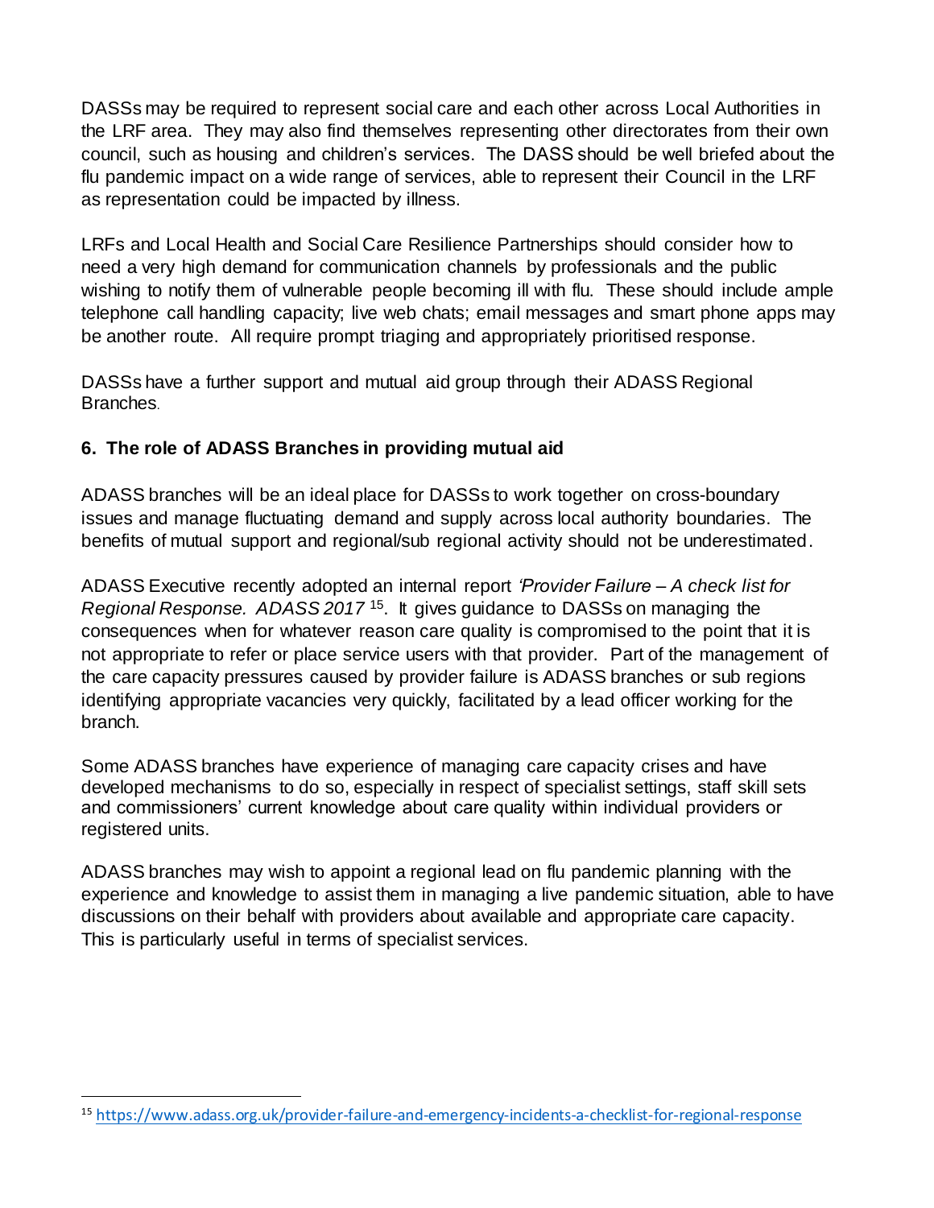DASSs may be required to represent social care and each other across Local Authorities in the LRF area. They may also find themselves representing other directorates from their own council, such as housing and children's services. The DASS should be well briefed about the flu pandemic impact on a wide range of services, able to represent their Council in the LRF as representation could be impacted by illness.

LRFs and Local Health and Social Care Resilience Partnerships should consider how to need a very high demand for communication channels by professionals and the public wishing to notify them of vulnerable people becoming ill with flu. These should include ample telephone call handling capacity; live web chats; email messages and smart phone apps may be another route. All require prompt triaging and appropriately prioritised response.

DASSs have a further support and mutual aid group through their ADASS Regional Branches.

## 6. The role of ADASS Branches in providing mutual aid

ADASS branches will be an ideal place for DASSs to work together on cross-boundary issues and manage fluctuating demand and supply across local authority boundaries. The benefits of mutual support and regional/sub regional activity should not be underestimated.

ADASS Executive recently adopted an internal report *'Provider Failure – A check list for Regional Response. ADASS 2017* [15]. It gives guidance to DASSs on managing the consequences when for whatever reason care quality is compromised to the point that it is not appropriate to refer or place service users with that provider. Part of the management of the care capacity pressures caused by provider failure is ADASS branches or sub regions identifying appropriate vacancies very quickly, facilitated by a lead officer working for the branch.

Some ADASS branches have experience of managing care capacity crises and have developed mechanisms to do so, especially in respect of specialist settings, staff skill sets and commissioners' current knowledge about care quality within individual providers or registered units.

ADASS branches may wish to appoint a regional lead on flu pandemic planning with the experience and knowledge to assist them in managing a live pandemic situation, able to have discussions on their behalf with providers about available and appropriate care capacity. This is particularly useful in terms of specialist services.

---

[15] https://www.adass.org.uk/provider-failure-and-emergency-incidents-a-checklist-for-regional-response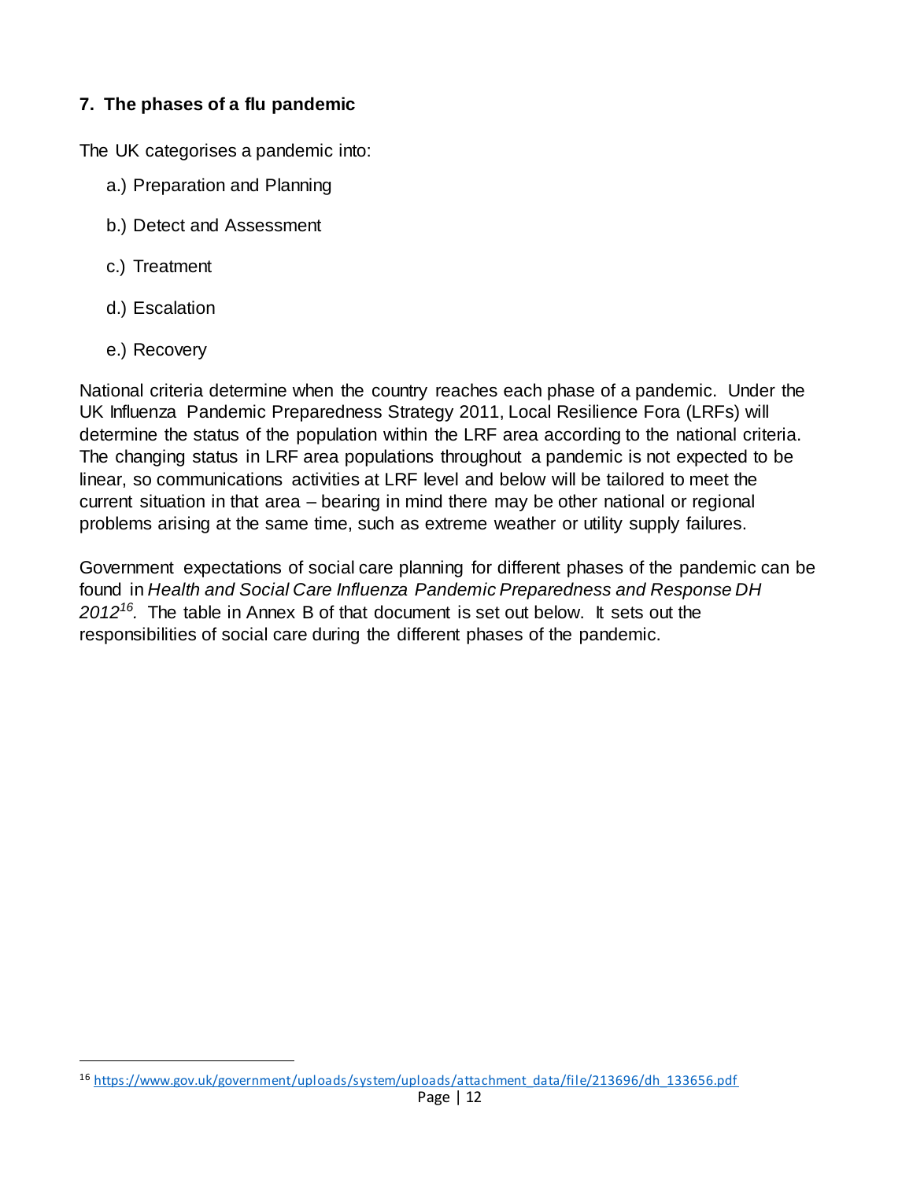## 7. The phases of a flu pandemic

The UK categorises a pandemic into:

a.) Preparation and Planning

b.) Detect and Assessment

c.) Treatment

d.) Escalation

e.) Recovery

National criteria determine when the country reaches each phase of a pandemic. Under the UK Influenza Pandemic Preparedness Strategy 2011, Local Resilience Fora (LRFs) will determine the status of the population within the LRF area according to the national criteria. The changing status in LRF area populations throughout a pandemic is not expected to be linear, so communications activities at LRF level and below will be tailored to meet the current situation in that area – bearing in mind there may be other national or regional problems arising at the same time, such as extreme weather or utility supply failures.

Government expectations of social care planning for different phases of the pandemic can be found in *Health and Social Care Influenza Pandemic Preparedness and Response DH 2012*[16]. The table in Annex B of that document is set out below. It sets out the responsibilities of social care during the different phases of the pandemic.

[16] https://www.gov.uk/government/uploads/system/uploads/attachment_data/file/213696/dh_133656.pdf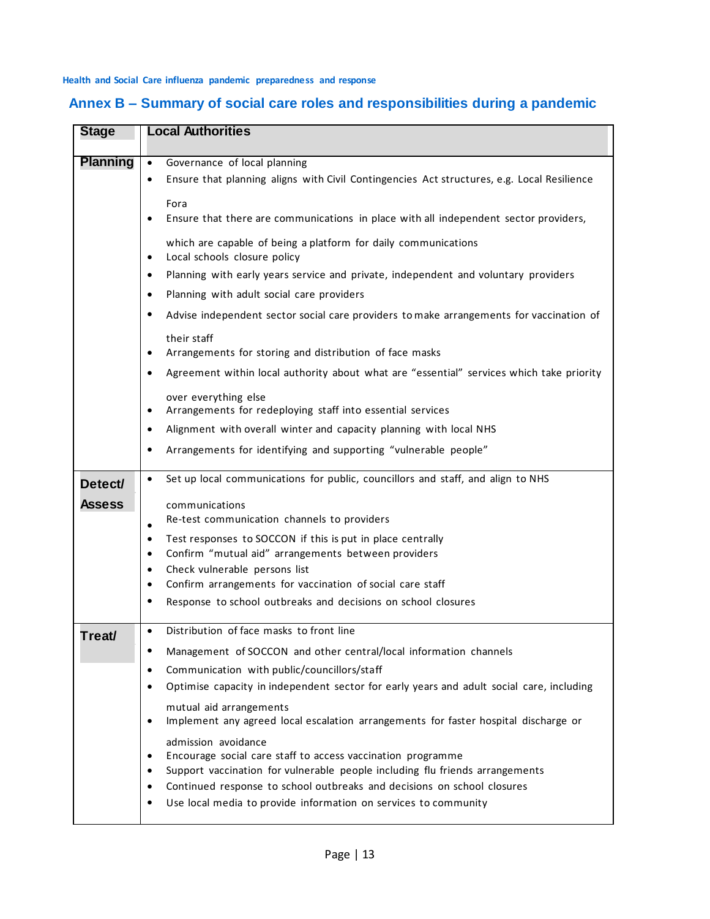## Annex B – Summary of social care roles and responsibilities during a pandemic

| Stage | Local Authorities |
|---|---|
| **Planning** | • Governance of local planning<br>• Ensure that planning aligns with Civil Contingencies Act structures, e.g. Local Resilience Fora<br>• Ensure that there are communications in place with all independent sector providers, which are capable of being a platform for daily communications<br>• Local schools closure policy<br>• Planning with early years service and private, independent and voluntary providers<br>• Planning with adult social care providers<br>• Advise independent sector social care providers to make arrangements for vaccination of their staff<br>• Arrangements for storing and distribution of face masks<br>• Agreement within local authority about what are "essential" services which take priority over everything else<br>• Arrangements for redeploying staff into essential services<br>• Alignment with overall winter and capacity planning with local NHS<br>• Arrangements for identifying and supporting "vulnerable people" |
| **Detect/ Assess** | • Set up local communications for public, councillors and staff, and align to NHS communications<br>• Re-test communication channels to providers<br>• Test responses to SOCCON if this is put in place centrally<br>• Confirm "mutual aid" arrangements between providers<br>• Check vulnerable persons list<br>• Confirm arrangements for vaccination of social care staff<br>• Response to school outbreaks and decisions on school closures |
| **Treat/** | • Distribution of face masks to front line<br>• Management of SOCCON and other central/local information channels<br>• Communication with public/councillors/staff<br>• Optimise capacity in independent sector for early years and adult social care, including mutual aid arrangements<br>• Implement any agreed local escalation arrangements for faster hospital discharge or admission avoidance<br>• Encourage social care staff to access vaccination programme<br>• Support vaccination for vulnerable people including flu friends arrangements<br>• Continued response to school outbreaks and decisions on school closures<br>• Use local media to provide information on services to community |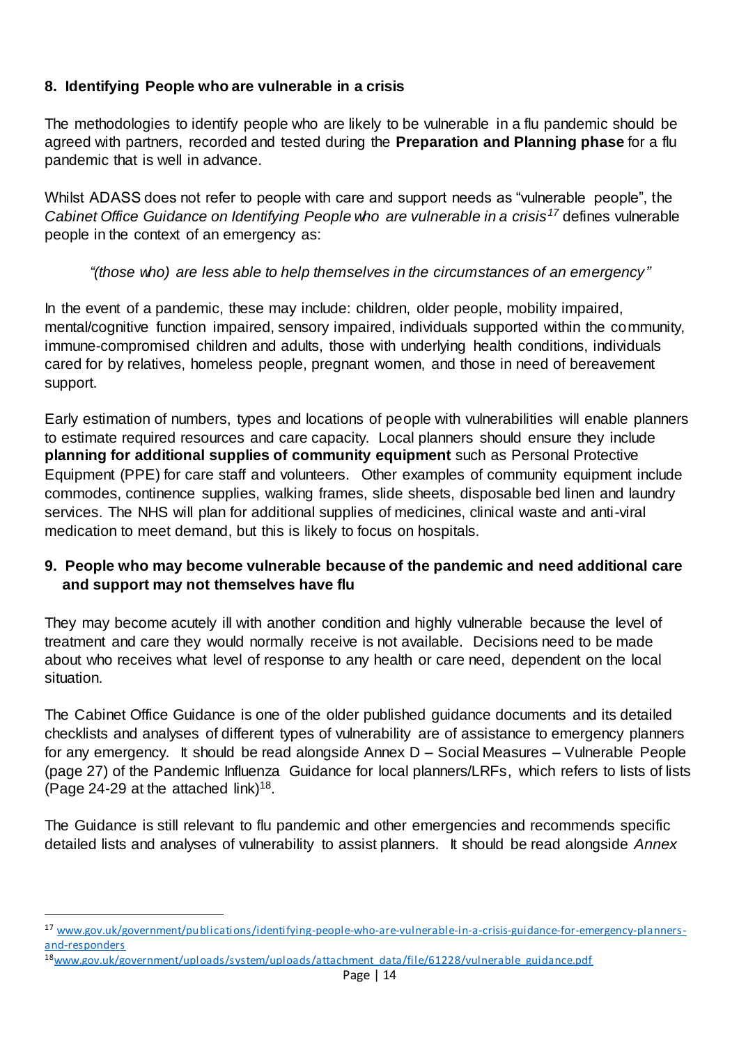## 8. Identifying People who are vulnerable in a crisis

The methodologies to identify people who are likely to be vulnerable in a flu pandemic should be agreed with partners, recorded and tested during the **Preparation and Planning phase** for a flu pandemic that is well in advance.

Whilst ADASS does not refer to people with care and support needs as "vulnerable people", the *Cabinet Office Guidance on Identifying People who are vulnerable in a crisis*[17] defines vulnerable people in the context of an emergency as:

> *"(those who) are less able to help themselves in the circumstances of an emergency"*

In the event of a pandemic, these may include: children, older people, mobility impaired, mental/cognitive function impaired, sensory impaired, individuals supported within the community, immune-compromised children and adults, those with underlying health conditions, individuals cared for by relatives, homeless people, pregnant women, and those in need of bereavement support.

Early estimation of numbers, types and locations of people with vulnerabilities will enable planners to estimate required resources and care capacity. Local planners should ensure they include **planning for additional supplies of community equipment** such as Personal Protective Equipment (PPE) for care staff and volunteers. Other examples of community equipment include commodes, continence supplies, walking frames, slide sheets, disposable bed linen and laundry services. The NHS will plan for additional supplies of medicines, clinical waste and anti-viral medication to meet demand, but this is likely to focus on hospitals.

## 9. People who may become vulnerable because of the pandemic and need additional care and support may not themselves have flu

They may become acutely ill with another condition and highly vulnerable because the level of treatment and care they would normally receive is not available. Decisions need to be made about who receives what level of response to any health or care need, dependent on the local situation.

The Cabinet Office Guidance is one of the older published guidance documents and its detailed checklists and analyses of different types of vulnerability are of assistance to emergency planners for any emergency. It should be read alongside Annex D – Social Measures – Vulnerable People (page 27) of the Pandemic Influenza Guidance for local planners/LRFs, which refers to lists of lists (Page 24-29 at the attached link)[18].

The Guidance is still relevant to flu pandemic and other emergencies and recommends specific detailed lists and analyses of vulnerability to assist planners. It should be read alongside *Annex*

---

[17] www.gov.uk/government/publications/identifying-people-who-are-vulnerable-in-a-crisis-guidance-for-emergency-planners-and-responders

[18] www.gov.uk/government/uploads/system/uploads/attachment_data/file/61228/vulnerable_guidance.pdf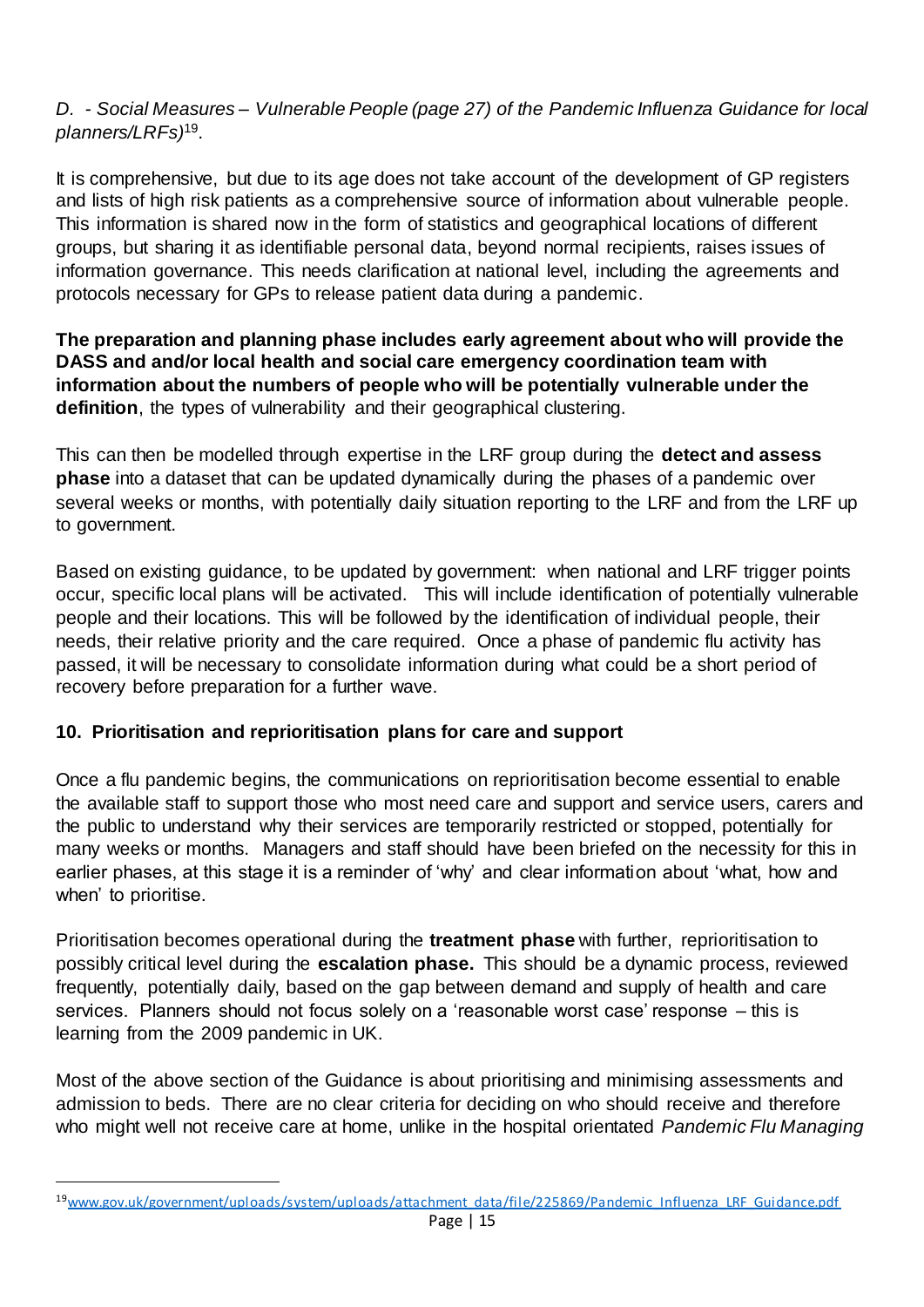*D. - Social Measures – Vulnerable People (page 27) of the Pandemic Influenza Guidance for local planners/LRFs)*[19].

It is comprehensive, but due to its age does not take account of the development of GP registers and lists of high risk patients as a comprehensive source of information about vulnerable people. This information is shared now in the form of statistics and geographical locations of different groups, but sharing it as identifiable personal data, beyond normal recipients, raises issues of information governance. This needs clarification at national level, including the agreements and protocols necessary for GPs to release patient data during a pandemic.

**The preparation and planning phase includes early agreement about who will provide the DASS and and/or local health and social care emergency coordination team with information about the numbers of people who will be potentially vulnerable under the definition**, the types of vulnerability and their geographical clustering.

This can then be modelled through expertise in the LRF group during the **detect and assess phase** into a dataset that can be updated dynamically during the phases of a pandemic over several weeks or months, with potentially daily situation reporting to the LRF and from the LRF up to government.

Based on existing guidance, to be updated by government: when national and LRF trigger points occur, specific local plans will be activated. This will include identification of potentially vulnerable people and their locations. This will be followed by the identification of individual people, their needs, their relative priority and the care required. Once a phase of pandemic flu activity has passed, it will be necessary to consolidate information during what could be a short period of recovery before preparation for a further wave.

## 10. Prioritisation and reprioritisation plans for care and support

Once a flu pandemic begins, the communications on reprioritisation become essential to enable the available staff to support those who most need care and support and service users, carers and the public to understand why their services are temporarily restricted or stopped, potentially for many weeks or months. Managers and staff should have been briefed on the necessity for this in earlier phases, at this stage it is a reminder of 'why' and clear information about 'what, how and when' to prioritise.

Prioritisation becomes operational during the **treatment phase** with further, reprioritisation to possibly critical level during the **escalation phase.** This should be a dynamic process, reviewed frequently, potentially daily, based on the gap between demand and supply of health and care services. Planners should not focus solely on a 'reasonable worst case' response – this is learning from the 2009 pandemic in UK.

Most of the above section of the Guidance is about prioritising and minimising assessments and admission to beds. There are no clear criteria for deciding on who should receive and therefore who might well not receive care at home, unlike in the hospital orientated *Pandemic Flu Managing*

[19] www.gov.uk/government/uploads/system/uploads/attachment_data/file/225869/Pandemic_Influenza_LRF_Guidance.pdf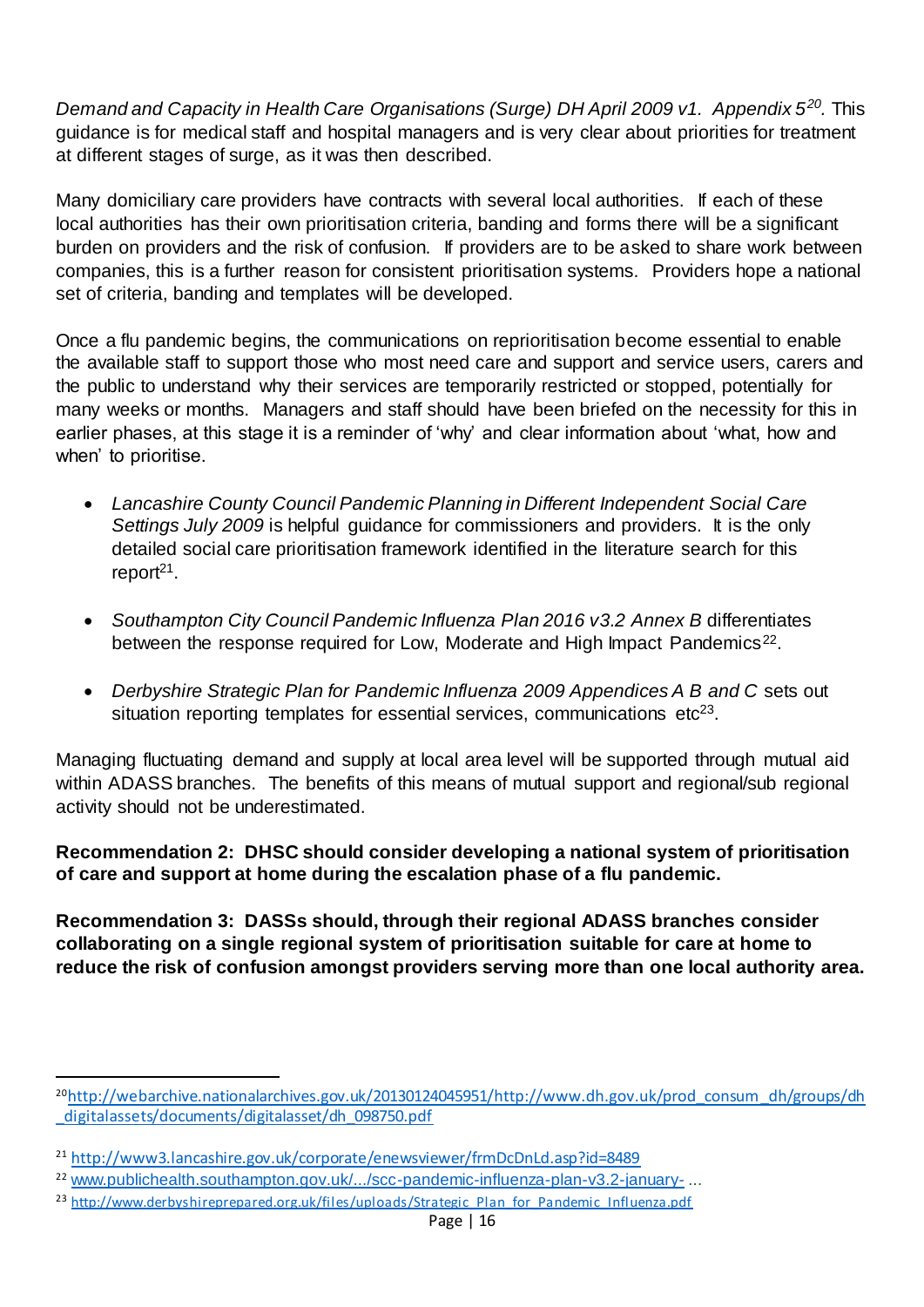*Demand and Capacity in Health Care Organisations (Surge) DH April 2009 v1. Appendix 5*[20]. This guidance is for medical staff and hospital managers and is very clear about priorities for treatment at different stages of surge, as it was then described.

Many domiciliary care providers have contracts with several local authorities. If each of these local authorities has their own prioritisation criteria, banding and forms there will be a significant burden on providers and the risk of confusion. If providers are to be asked to share work between companies, this is a further reason for consistent prioritisation systems. Providers hope a national set of criteria, banding and templates will be developed.

Once a flu pandemic begins, the communications on reprioritisation become essential to enable the available staff to support those who most need care and support and service users, carers and the public to understand why their services are temporarily restricted or stopped, potentially for many weeks or months. Managers and staff should have been briefed on the necessity for this in earlier phases, at this stage it is a reminder of 'why' and clear information about 'what, how and when' to prioritise.

- *Lancashire County Council Pandemic Planning in Different Independent Social Care Settings July 2009* is helpful guidance for commissioners and providers. It is the only detailed social care prioritisation framework identified in the literature search for this report[21].

- *Southampton City Council Pandemic Influenza Plan 2016 v3.2 Annex B* differentiates between the response required for Low, Moderate and High Impact Pandemics[22].

- *Derbyshire Strategic Plan for Pandemic Influenza 2009 Appendices A B and C* sets out situation reporting templates for essential services, communications etc[23].

Managing fluctuating demand and supply at local area level will be supported through mutual aid within ADASS branches. The benefits of this means of mutual support and regional/sub regional activity should not be underestimated.

**Recommendation 2: DHSC should consider developing a national system of prioritisation of care and support at home during the escalation phase of a flu pandemic.**

**Recommendation 3: DASSs should, through their regional ADASS branches consider collaborating on a single regional system of prioritisation suitable for care at home to reduce the risk of confusion amongst providers serving more than one local authority area.**

---

[20] http://webarchive.nationalarchives.gov.uk/20130124045951/http://www.dh.gov.uk/prod_consum_dh/groups/dh_digitalassets/documents/digitalasset/dh_098750.pdf

[21] http://www3.lancashire.gov.uk/corporate/enewsviewer/frmDcDnLd.asp?id=8489

[22] www.publichealth.southampton.gov.uk/.../scc-pandemic-influenza-plan-v3.2-january- ...

[23] http://www.derbyshireprepared.org.uk/files/uploads/Strategic_Plan_for_Pandemic_Influenza.pdf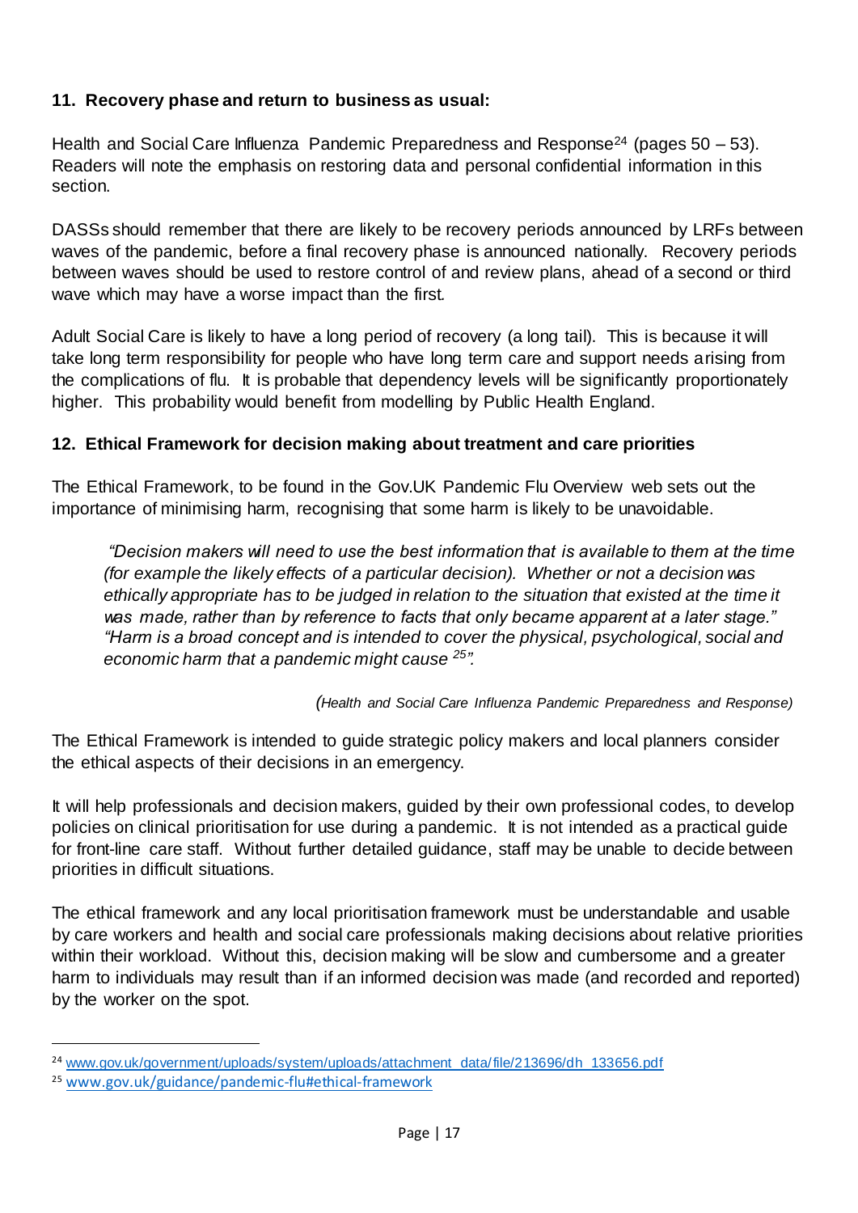## 11. Recovery phase and return to business as usual:

Health and Social Care Influenza Pandemic Preparedness and Response[24] (pages 50 – 53). Readers will note the emphasis on restoring data and personal confidential information in this section.

DASSs should remember that there are likely to be recovery periods announced by LRFs between waves of the pandemic, before a final recovery phase is announced nationally. Recovery periods between waves should be used to restore control of and review plans, ahead of a second or third wave which may have a worse impact than the first.

Adult Social Care is likely to have a long period of recovery (a long tail). This is because it will take long term responsibility for people who have long term care and support needs arising from the complications of flu. It is probable that dependency levels will be significantly proportionately higher. This probability would benefit from modelling by Public Health England.

## 12. Ethical Framework for decision making about treatment and care priorities

The Ethical Framework, to be found in the Gov.UK Pandemic Flu Overview web sets out the importance of minimising harm, recognising that some harm is likely to be unavoidable.

> *"Decision makers will need to use the best information that is available to them at the time (for example the likely effects of a particular decision). Whether or not a decision was ethically appropriate has to be judged in relation to the situation that existed at the time it was made, rather than by reference to facts that only became apparent at a later stage." "Harm is a broad concept and is intended to cover the physical, psychological, social and economic harm that a pandemic might cause [25]".*
>
> *(Health and Social Care Influenza Pandemic Preparedness and Response)*

The Ethical Framework is intended to guide strategic policy makers and local planners consider the ethical aspects of their decisions in an emergency.

It will help professionals and decision makers, guided by their own professional codes, to develop policies on clinical prioritisation for use during a pandemic. It is not intended as a practical guide for front-line care staff. Without further detailed guidance, staff may be unable to decide between priorities in difficult situations.

The ethical framework and any local prioritisation framework must be understandable and usable by care workers and health and social care professionals making decisions about relative priorities within their workload. Without this, decision making will be slow and cumbersome and a greater harm to individuals may result than if an informed decision was made (and recorded and reported) by the worker on the spot.

---

[24] www.gov.uk/government/uploads/system/uploads/attachment_data/file/213696/dh_133656.pdf

[25] www.gov.uk/guidance/pandemic-flu#ethical-framework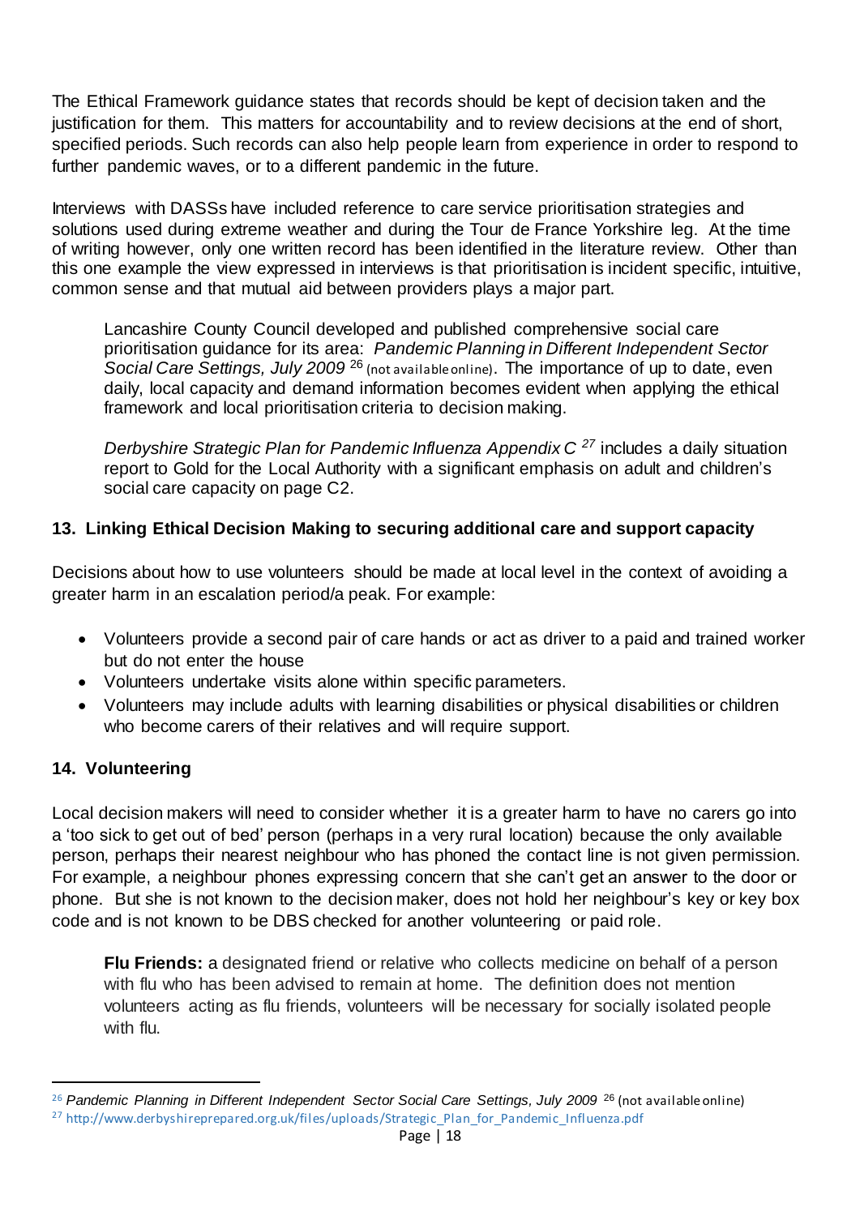The Ethical Framework guidance states that records should be kept of decision taken and the justification for them. This matters for accountability and to review decisions at the end of short, specified periods. Such records can also help people learn from experience in order to respond to further pandemic waves, or to a different pandemic in the future.

Interviews with DASSs have included reference to care service prioritisation strategies and solutions used during extreme weather and during the Tour de France Yorkshire leg. At the time of writing however, only one written record has been identified in the literature review. Other than this one example the view expressed in interviews is that prioritisation is incident specific, intuitive, common sense and that mutual aid between providers plays a major part.

> Lancashire County Council developed and published comprehensive social care prioritisation guidance for its area: *Pandemic Planning in Different Independent Sector Social Care Settings, July 2009* [26] (not available online). The importance of up to date, even daily, local capacity and demand information becomes evident when applying the ethical framework and local prioritisation criteria to decision making.
>
> *Derbyshire Strategic Plan for Pandemic Influenza Appendix C* [27] includes a daily situation report to Gold for the Local Authority with a significant emphasis on adult and children's social care capacity on page C2.

## 13. Linking Ethical Decision Making to securing additional care and support capacity

Decisions about how to use volunteers should be made at local level in the context of avoiding a greater harm in an escalation period/a peak. For example:

- Volunteers provide a second pair of care hands or act as driver to a paid and trained worker but do not enter the house
- Volunteers undertake visits alone within specific parameters.
- Volunteers may include adults with learning disabilities or physical disabilities or children who become carers of their relatives and will require support.

## 14. Volunteering

Local decision makers will need to consider whether it is a greater harm to have no carers go into a 'too sick to get out of bed' person (perhaps in a very rural location) because the only available person, perhaps their nearest neighbour who has phoned the contact line is not given permission. For example, a neighbour phones expressing concern that she can't get an answer to the door or phone. But she is not known to the decision maker, does not hold her neighbour's key or key box code and is not known to be DBS checked for another volunteering or paid role.

> **Flu Friends:** a designated friend or relative who collects medicine on behalf of a person with flu who has been advised to remain at home. The definition does not mention volunteers acting as flu friends, volunteers will be necessary for socially isolated people with flu.

---

[26] *Pandemic Planning in Different Independent Sector Social Care Settings, July 2009* [26] (not available online)

[27] http://www.derbyshireprepared.org.uk/files/uploads/Strategic_Plan_for_Pandemic_Influenza.pdf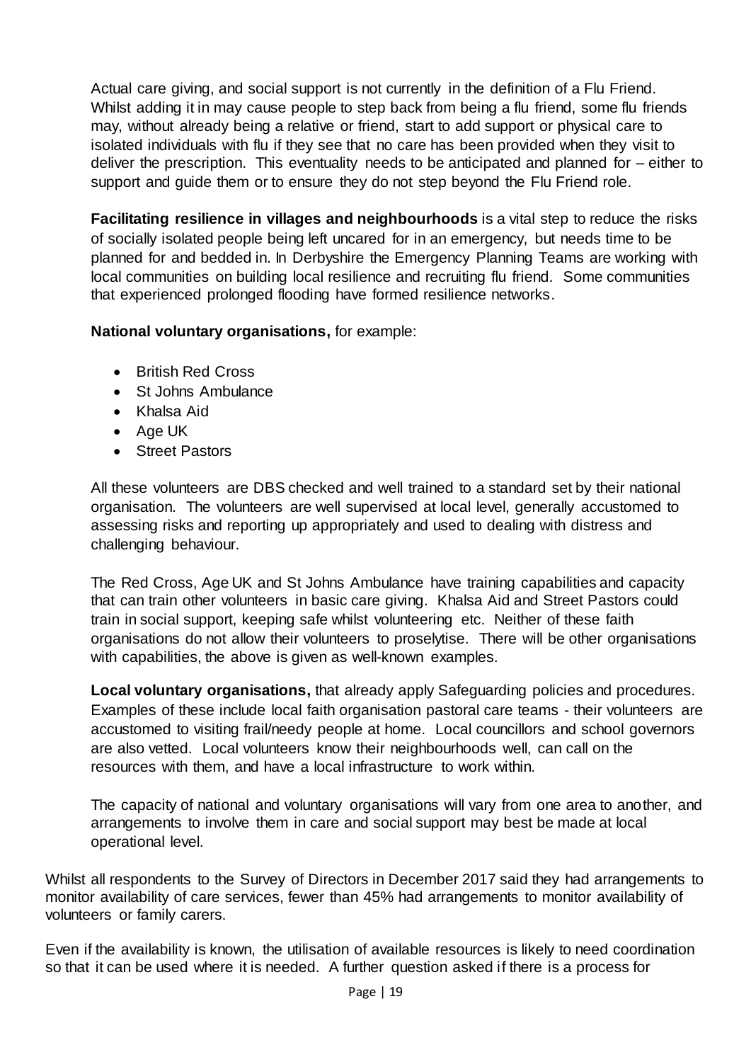Actual care giving, and social support is not currently in the definition of a Flu Friend. Whilst adding it in may cause people to step back from being a flu friend, some flu friends may, without already being a relative or friend, start to add support or physical care to isolated individuals with flu if they see that no care has been provided when they visit to deliver the prescription. This eventuality needs to be anticipated and planned for – either to support and guide them or to ensure they do not step beyond the Flu Friend role.

**Facilitating resilience in villages and neighbourhoods** is a vital step to reduce the risks of socially isolated people being left uncared for in an emergency, but needs time to be planned for and bedded in. In Derbyshire the Emergency Planning Teams are working with local communities on building local resilience and recruiting flu friend. Some communities that experienced prolonged flooding have formed resilience networks.

**National voluntary organisations,** for example:

- British Red Cross
- St Johns Ambulance
- Khalsa Aid
- Age UK
- Street Pastors

All these volunteers are DBS checked and well trained to a standard set by their national organisation. The volunteers are well supervised at local level, generally accustomed to assessing risks and reporting up appropriately and used to dealing with distress and challenging behaviour.

The Red Cross, Age UK and St Johns Ambulance have training capabilities and capacity that can train other volunteers in basic care giving. Khalsa Aid and Street Pastors could train in social support, keeping safe whilst volunteering etc. Neither of these faith organisations do not allow their volunteers to proselytise. There will be other organisations with capabilities, the above is given as well-known examples.

**Local voluntary organisations,** that already apply Safeguarding policies and procedures. Examples of these include local faith organisation pastoral care teams - their volunteers are accustomed to visiting frail/needy people at home. Local councillors and school governors are also vetted. Local volunteers know their neighbourhoods well, can call on the resources with them, and have a local infrastructure to work within.

The capacity of national and voluntary organisations will vary from one area to another, and arrangements to involve them in care and social support may best be made at local operational level.

Whilst all respondents to the Survey of Directors in December 2017 said they had arrangements to monitor availability of care services, fewer than 45% had arrangements to monitor availability of volunteers or family carers.

Even if the availability is known, the utilisation of available resources is likely to need coordination so that it can be used where it is needed. A further question asked if there is a process for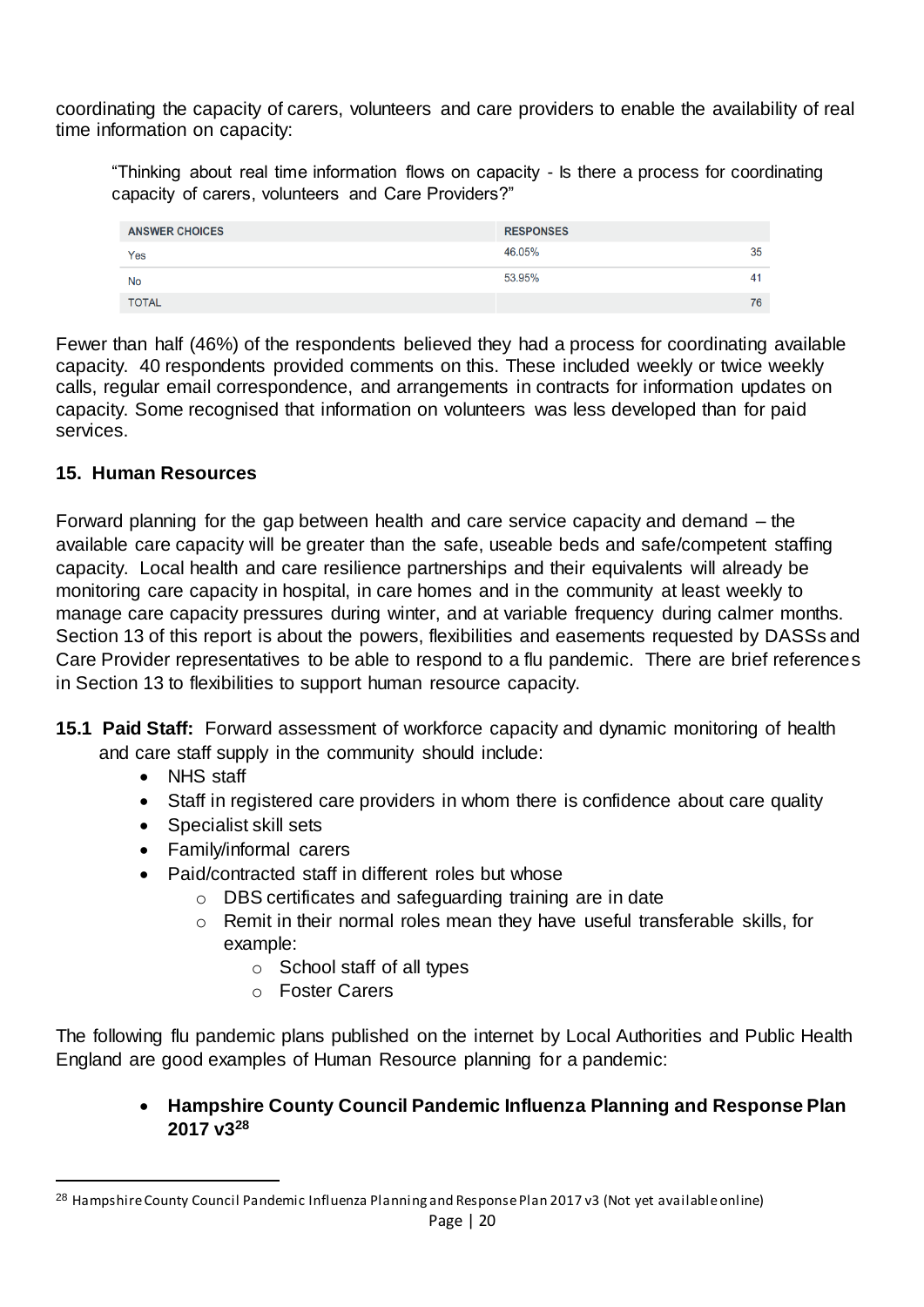coordinating the capacity of carers, volunteers and care providers to enable the availability of real time information on capacity:

> "Thinking about real time information flows on capacity - Is there a process for coordinating capacity of carers, volunteers and Care Providers?"

| ANSWER CHOICES | RESPONSES | |
|---|---|---|
| Yes | 46.05% | 35 |
| No | 53.95% | 41 |
| TOTAL | | 76 |

Fewer than half (46%) of the respondents believed they had a process for coordinating available capacity. 40 respondents provided comments on this. These included weekly or twice weekly calls, regular email correspondence, and arrangements in contracts for information updates on capacity. Some recognised that information on volunteers was less developed than for paid services.

## 15. Human Resources

Forward planning for the gap between health and care service capacity and demand – the available care capacity will be greater than the safe, useable beds and safe/competent staffing capacity. Local health and care resilience partnerships and their equivalents will already be monitoring care capacity in hospital, in care homes and in the community at least weekly to manage care capacity pressures during winter, and at variable frequency during calmer months. Section 13 of this report is about the powers, flexibilities and easements requested by DASSs and Care Provider representatives to be able to respond to a flu pandemic. There are brief references in Section 13 to flexibilities to support human resource capacity.

**15.1 Paid Staff:** Forward assessment of workforce capacity and dynamic monitoring of health and care staff supply in the community should include:

- NHS staff
- Staff in registered care providers in whom there is confidence about care quality
- Specialist skill sets
- Family/informal carers
- Paid/contracted staff in different roles but whose
  - DBS certificates and safeguarding training are in date
  - Remit in their normal roles mean they have useful transferable skills, for example:
    - School staff of all types
    - Foster Carers

The following flu pandemic plans published on the internet by Local Authorities and Public Health England are good examples of Human Resource planning for a pandemic:

- **Hampshire County Council Pandemic Influenza Planning and Response Plan 2017 v3[28]**

[28] Hampshire County Council Pandemic Influenza Planning and Response Plan 2017 v3 (Not yet available online)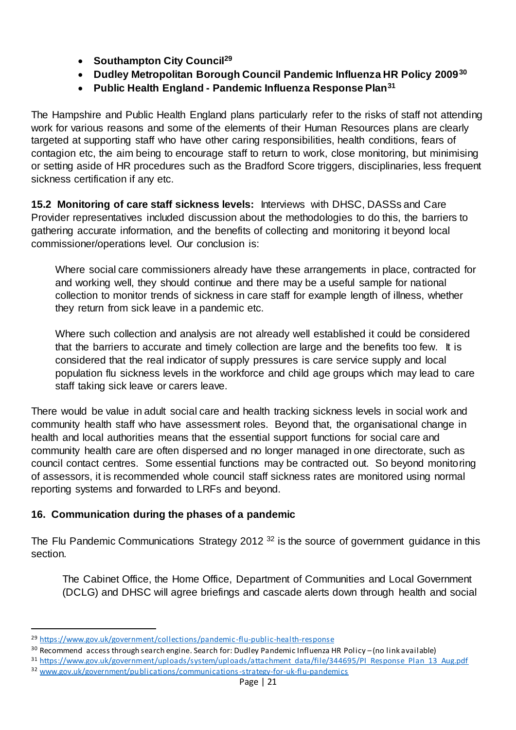- **Southampton City Council**[29]
- **Dudley Metropolitan Borough Council Pandemic Influenza HR Policy 2009**[30]
- **Public Health England - Pandemic Influenza Response Plan**[31]

The Hampshire and Public Health England plans particularly refer to the risks of staff not attending work for various reasons and some of the elements of their Human Resources plans are clearly targeted at supporting staff who have other caring responsibilities, health conditions, fears of contagion etc, the aim being to encourage staff to return to work, close monitoring, but minimising or setting aside of HR procedures such as the Bradford Score triggers, disciplinaries, less frequent sickness certification if any etc.

**15.2 Monitoring of care staff sickness levels:** Interviews with DHSC, DASSs and Care Provider representatives included discussion about the methodologies to do this, the barriers to gathering accurate information, and the benefits of collecting and monitoring it beyond local commissioner/operations level. Our conclusion is:

> Where social care commissioners already have these arrangements in place, contracted for and working well, they should continue and there may be a useful sample for national collection to monitor trends of sickness in care staff for example length of illness, whether they return from sick leave in a pandemic etc.
>
> Where such collection and analysis are not already well established it could be considered that the barriers to accurate and timely collection are large and the benefits too few. It is considered that the real indicator of supply pressures is care service supply and local population flu sickness levels in the workforce and child age groups which may lead to care staff taking sick leave or carers leave.

There would be value in adult social care and health tracking sickness levels in social work and community health staff who have assessment roles. Beyond that, the organisational change in health and local authorities means that the essential support functions for social care and community health care are often dispersed and no longer managed in one directorate, such as council contact centres. Some essential functions may be contracted out. So beyond monitoring of assessors, it is recommended whole council staff sickness rates are monitored using normal reporting systems and forwarded to LRFs and beyond.

## 16. Communication during the phases of a pandemic

The Flu Pandemic Communications Strategy 2012 [32] is the source of government guidance in this section.

> The Cabinet Office, the Home Office, Department of Communities and Local Government (DCLG) and DHSC will agree briefings and cascade alerts down through health and social

---

[29] https://www.gov.uk/government/collections/pandemic-flu-public-health-response

[30] Recommend access through search engine. Search for: Dudley Pandemic Influenza HR Policy – (no link available)

[31] https://www.gov.uk/government/uploads/system/uploads/attachment_data/file/344695/PI_Response_Plan_13_Aug.pdf

[32] www.gov.uk/government/publications/communications-strategy-for-uk-flu-pandemics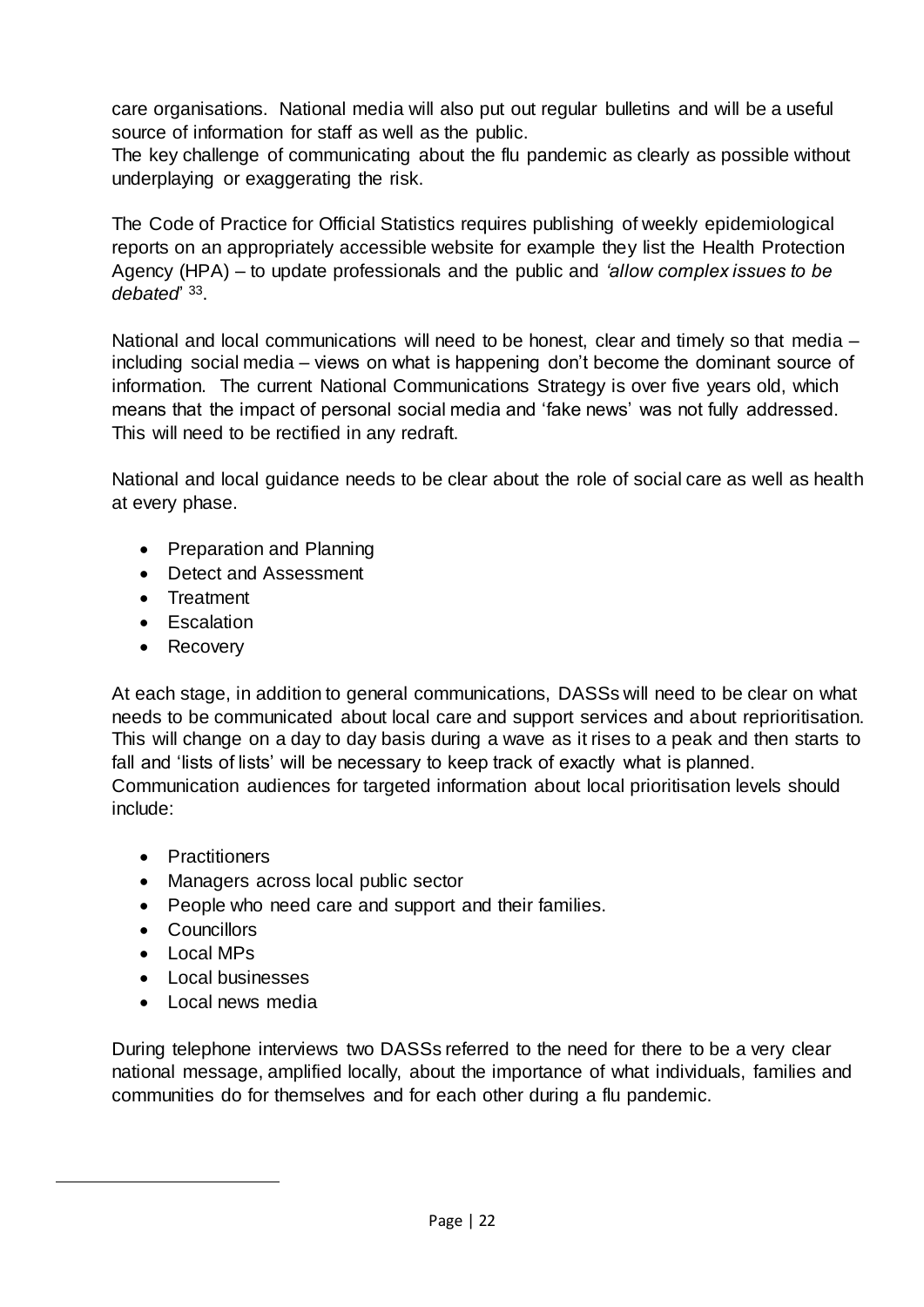care organisations. National media will also put out regular bulletins and will be a useful source of information for staff as well as the public.
The key challenge of communicating about the flu pandemic as clearly as possible without underplaying or exaggerating the risk.

The Code of Practice for Official Statistics requires publishing of weekly epidemiological reports on an appropriately accessible website for example they list the Health Protection Agency (HPA) – to update professionals and the public and *'allow complex issues to be debated'* [33].

National and local communications will need to be honest, clear and timely so that media – including social media – views on what is happening don't become the dominant source of information. The current National Communications Strategy is over five years old, which means that the impact of personal social media and 'fake news' was not fully addressed. This will need to be rectified in any redraft.

National and local guidance needs to be clear about the role of social care as well as health at every phase.

- Preparation and Planning
- Detect and Assessment
- Treatment
- Escalation
- Recovery

At each stage, in addition to general communications, DASSs will need to be clear on what needs to be communicated about local care and support services and about reprioritisation. This will change on a day to day basis during a wave as it rises to a peak and then starts to fall and 'lists of lists' will be necessary to keep track of exactly what is planned.
Communication audiences for targeted information about local prioritisation levels should include:

- Practitioners
- Managers across local public sector
- People who need care and support and their families.
- Councillors
- Local MPs
- Local businesses
- Local news media

During telephone interviews two DASSs referred to the need for there to be a very clear national message, amplified locally, about the importance of what individuals, families and communities do for themselves and for each other during a flu pandemic.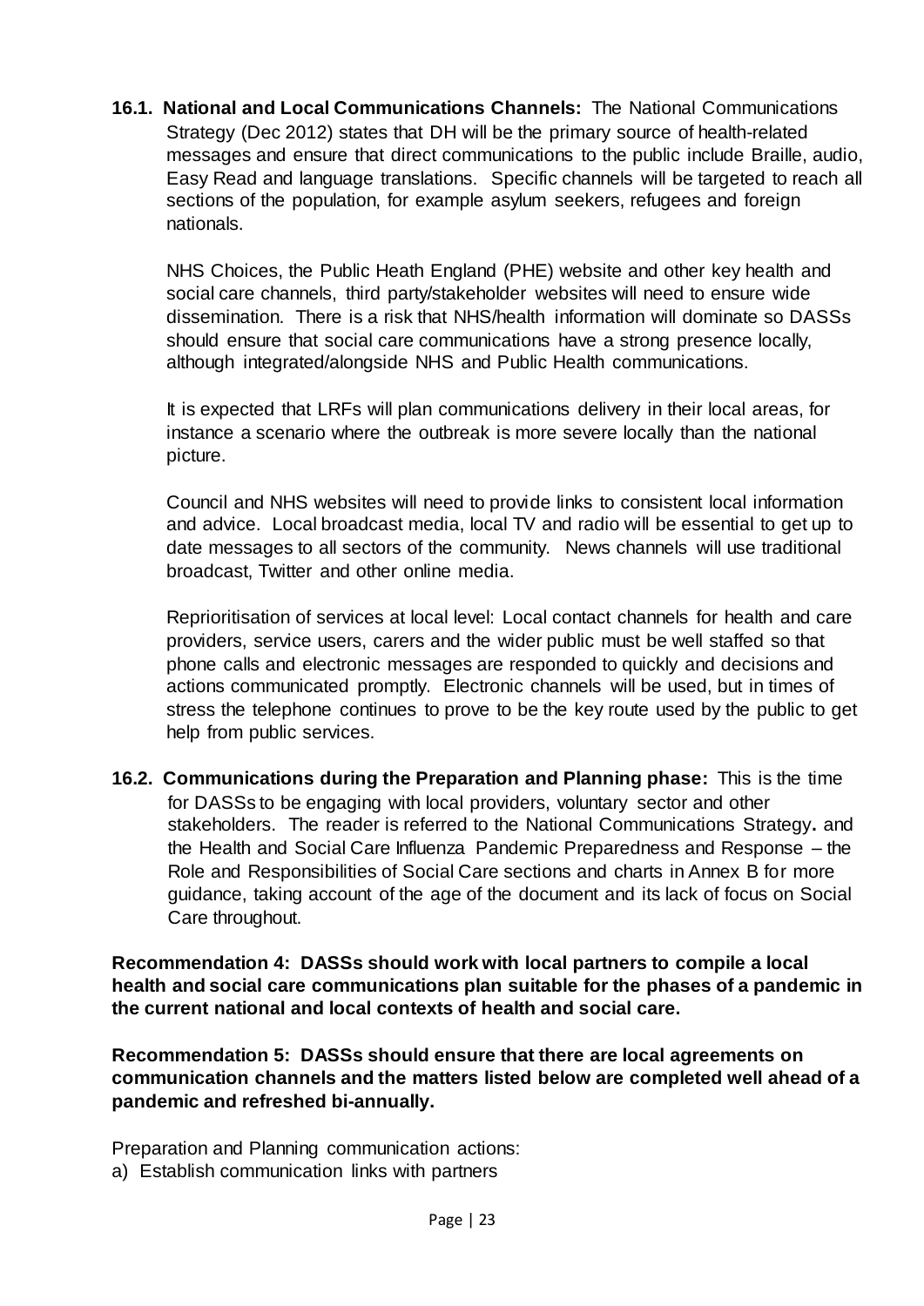**16.1. National and Local Communications Channels:** The National Communications Strategy (Dec 2012) states that DH will be the primary source of health-related messages and ensure that direct communications to the public include Braille, audio, Easy Read and language translations. Specific channels will be targeted to reach all sections of the population, for example asylum seekers, refugees and foreign nationals.

NHS Choices, the Public Heath England (PHE) website and other key health and social care channels, third party/stakeholder websites will need to ensure wide dissemination. There is a risk that NHS/health information will dominate so DASSs should ensure that social care communications have a strong presence locally, although integrated/alongside NHS and Public Health communications.

It is expected that LRFs will plan communications delivery in their local areas, for instance a scenario where the outbreak is more severe locally than the national picture.

Council and NHS websites will need to provide links to consistent local information and advice. Local broadcast media, local TV and radio will be essential to get up to date messages to all sectors of the community. News channels will use traditional broadcast, Twitter and other online media.

Reprioritisation of services at local level: Local contact channels for health and care providers, service users, carers and the wider public must be well staffed so that phone calls and electronic messages are responded to quickly and decisions and actions communicated promptly. Electronic channels will be used, but in times of stress the telephone continues to prove to be the key route used by the public to get help from public services.

**16.2. Communications during the Preparation and Planning phase:** This is the time for DASSs to be engaging with local providers, voluntary sector and other stakeholders. The reader is referred to the National Communications Strategy**.** and the Health and Social Care Influenza Pandemic Preparedness and Response – the Role and Responsibilities of Social Care sections and charts in Annex B for more guidance, taking account of the age of the document and its lack of focus on Social Care throughout.

**Recommendation 4: DASSs should work with local partners to compile a local health and social care communications plan suitable for the phases of a pandemic in the current national and local contexts of health and social care.**

**Recommendation 5: DASSs should ensure that there are local agreements on communication channels and the matters listed below are completed well ahead of a pandemic and refreshed bi-annually.**

Preparation and Planning communication actions:

a) Establish communication links with partners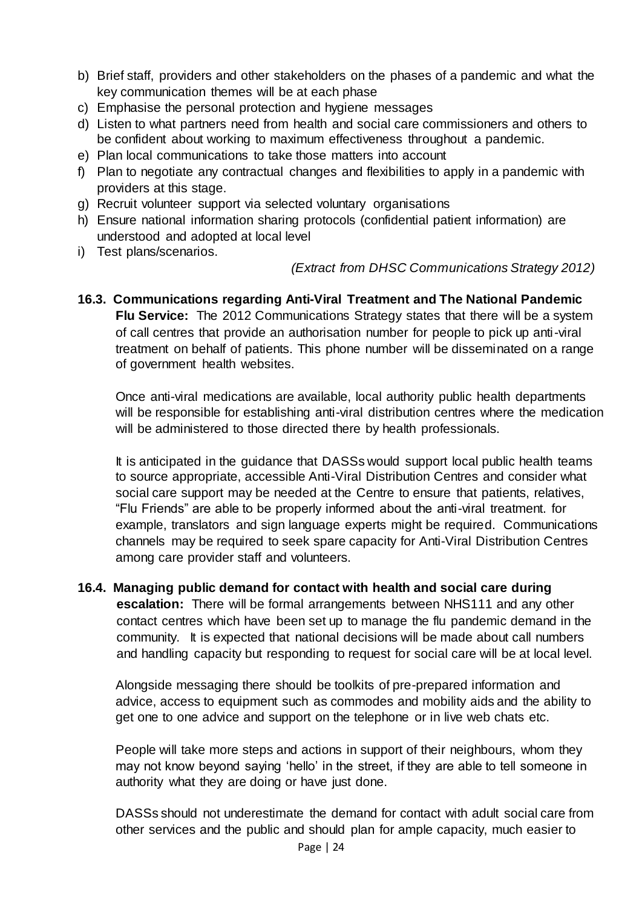b) Brief staff, providers and other stakeholders on the phases of a pandemic and what the key communication themes will be at each phase
c) Emphasise the personal protection and hygiene messages
d) Listen to what partners need from health and social care commissioners and others to be confident about working to maximum effectiveness throughout a pandemic.
e) Plan local communications to take those matters into account
f) Plan to negotiate any contractual changes and flexibilities to apply in a pandemic with providers at this stage.
g) Recruit volunteer support via selected voluntary organisations
h) Ensure national information sharing protocols (confidential patient information) are understood and adopted at local level
i) Test plans/scenarios.

*(Extract from DHSC Communications Strategy 2012)*

**16.3. Communications regarding Anti-Viral Treatment and The National Pandemic Flu Service:** The 2012 Communications Strategy states that there will be a system of call centres that provide an authorisation number for people to pick up anti-viral treatment on behalf of patients. This phone number will be disseminated on a range of government health websites.

Once anti-viral medications are available, local authority public health departments will be responsible for establishing anti-viral distribution centres where the medication will be administered to those directed there by health professionals.

It is anticipated in the guidance that DASSs would support local public health teams to source appropriate, accessible Anti-Viral Distribution Centres and consider what social care support may be needed at the Centre to ensure that patients, relatives, "Flu Friends" are able to be properly informed about the anti-viral treatment. for example, translators and sign language experts might be required. Communications channels may be required to seek spare capacity for Anti-Viral Distribution Centres among care provider staff and volunteers.

**16.4. Managing public demand for contact with health and social care during escalation:** There will be formal arrangements between NHS111 and any other contact centres which have been set up to manage the flu pandemic demand in the community. It is expected that national decisions will be made about call numbers and handling capacity but responding to request for social care will be at local level.

Alongside messaging there should be toolkits of pre-prepared information and advice, access to equipment such as commodes and mobility aids and the ability to get one to one advice and support on the telephone or in live web chats etc.

People will take more steps and actions in support of their neighbours, whom they may not know beyond saying 'hello' in the street, if they are able to tell someone in authority what they are doing or have just done.

DASSs should not underestimate the demand for contact with adult social care from other services and the public and should plan for ample capacity, much easier to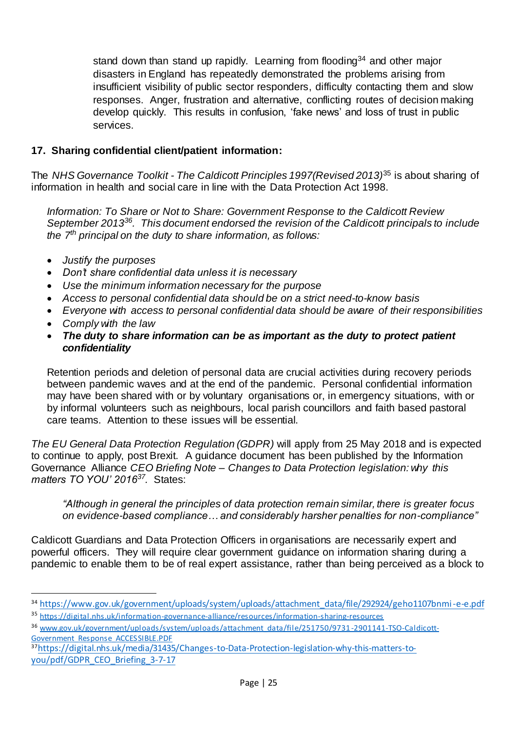stand down than stand up rapidly. Learning from flooding[34] and other major disasters in England has repeatedly demonstrated the problems arising from insufficient visibility of public sector responders, difficulty contacting them and slow responses. Anger, frustration and alternative, conflicting routes of decision making develop quickly. This results in confusion, 'fake news' and loss of trust in public services.

### 17. Sharing confidential client/patient information:

The *NHS Governance Toolkit - The Caldicott Principles 1997(Revised 2013)*[35] is about sharing of information in health and social care in line with the Data Protection Act 1998.

*Information: To Share or Not to Share: Government Response to the Caldicott Review September 2013[36]. This document endorsed the revision of the Caldicott principals to include the 7th principal on the duty to share information, as follows:*

- *Justify the purposes*
- *Don't share confidential data unless it is necessary*
- *Use the minimum information necessary for the purpose*
- *Access to personal confidential data should be on a strict need-to-know basis*
- *Everyone with access to personal confidential data should be aware of their responsibilities*
- *Comply with the law*
- ***The duty to share information can be as important as the duty to protect patient confidentiality***

Retention periods and deletion of personal data are crucial activities during recovery periods between pandemic waves and at the end of the pandemic. Personal confidential information may have been shared with or by voluntary organisations or, in emergency situations, with or by informal volunteers such as neighbours, local parish councillors and faith based pastoral care teams. Attention to these issues will be essential.

*The EU General Data Protection Regulation (GDPR)* will apply from 25 May 2018 and is expected to continue to apply, post Brexit. A guidance document has been published by the Information Governance Alliance *CEO Briefing Note – Changes to Data Protection legislation: why this matters TO YOU' 2016[37]*. States:

> *"Although in general the principles of data protection remain similar, there is greater focus on evidence-based compliance… and considerably harsher penalties for non-compliance"*

Caldicott Guardians and Data Protection Officers in organisations are necessarily expert and powerful officers. They will require clear government guidance on information sharing during a pandemic to enable them to be of real expert assistance, rather than being perceived as a block to

---

[34] https://www.gov.uk/government/uploads/system/uploads/attachment_data/file/292924/geho1107bnmi-e-e.pdf

[35] https://digital.nhs.uk/information-governance-alliance/resources/information-sharing-resources

[36] www.gov.uk/government/uploads/system/uploads/attachment_data/file/251750/9731-2901141-TSO-Caldicott-Government_Response_ACCESSIBLE.PDF

[37] https://digital.nhs.uk/media/31435/Changes-to-Data-Protection-legislation-why-this-matters-to-you/pdf/GDPR_CEO_Briefing_3-7-17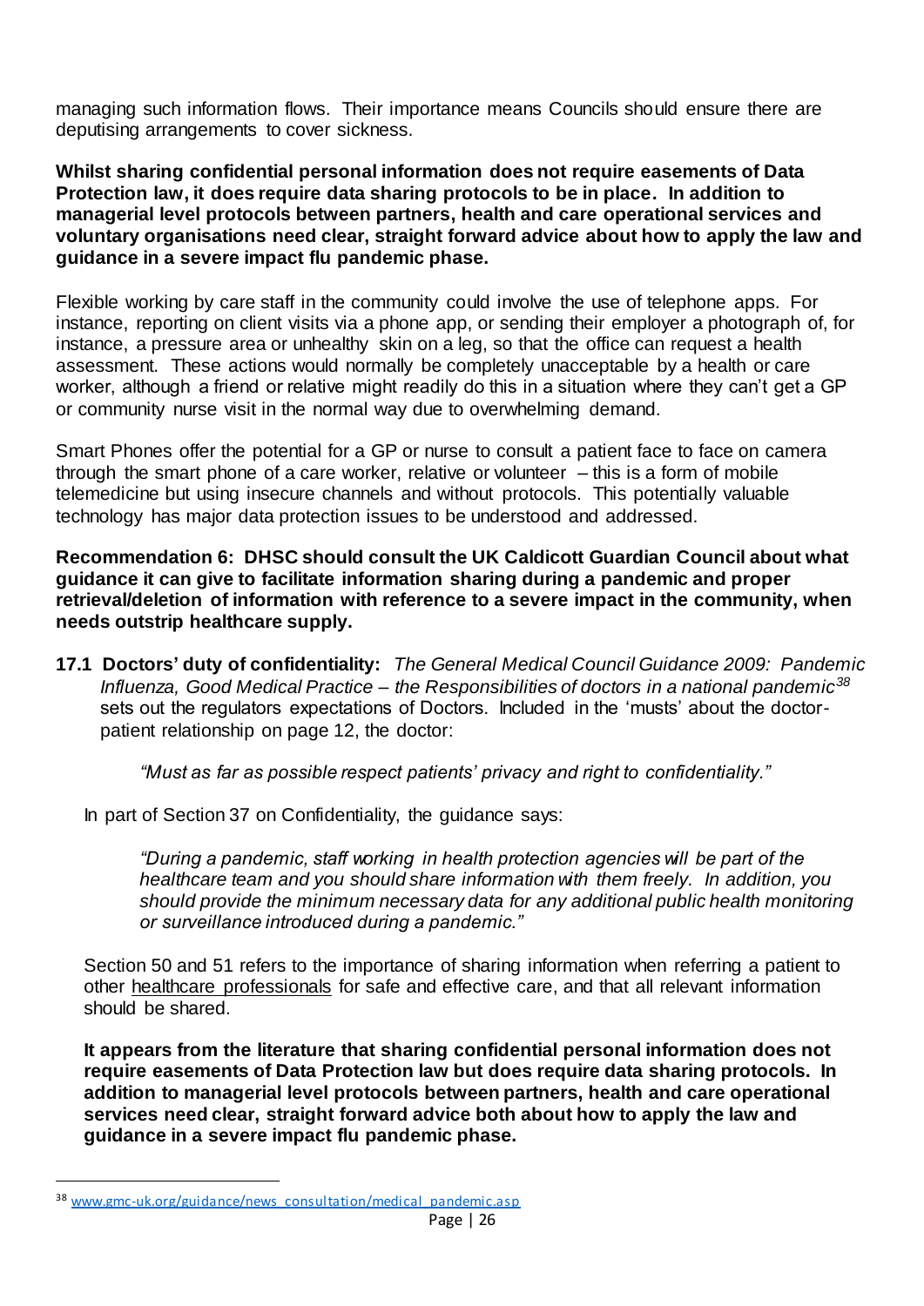managing such information flows. Their importance means Councils should ensure there are deputising arrangements to cover sickness.

**Whilst sharing confidential personal information does not require easements of Data Protection law, it does require data sharing protocols to be in place. In addition to managerial level protocols between partners, health and care operational services and voluntary organisations need clear, straight forward advice about how to apply the law and guidance in a severe impact flu pandemic phase.**

Flexible working by care staff in the community could involve the use of telephone apps. For instance, reporting on client visits via a phone app, or sending their employer a photograph of, for instance, a pressure area or unhealthy skin on a leg, so that the office can request a health assessment. These actions would normally be completely unacceptable by a health or care worker, although a friend or relative might readily do this in a situation where they can't get a GP or community nurse visit in the normal way due to overwhelming demand.

Smart Phones offer the potential for a GP or nurse to consult a patient face to face on camera through the smart phone of a care worker, relative or volunteer – this is a form of mobile telemedicine but using insecure channels and without protocols. This potentially valuable technology has major data protection issues to be understood and addressed.

**Recommendation 6: DHSC should consult the UK Caldicott Guardian Council about what guidance it can give to facilitate information sharing during a pandemic and proper retrieval/deletion of information with reference to a severe impact in the community, when needs outstrip healthcare supply.**

**17.1 Doctors' duty of confidentiality:** *The General Medical Council Guidance 2009: Pandemic Influenza, Good Medical Practice – the Responsibilities of doctors in a national pandemic*[38] sets out the regulators expectations of Doctors. Included in the 'musts' about the doctor-patient relationship on page 12, the doctor:

> *"Must as far as possible respect patients' privacy and right to confidentiality."*

In part of Section 37 on Confidentiality, the guidance says:

> *"During a pandemic, staff working in health protection agencies will be part of the healthcare team and you should share information with them freely. In addition, you should provide the minimum necessary data for any additional public health monitoring or surveillance introduced during a pandemic."*

Section 50 and 51 refers to the importance of sharing information when referring a patient to other healthcare professionals for safe and effective care, and that all relevant information should be shared.

**It appears from the literature that sharing confidential personal information does not require easements of Data Protection law but does require data sharing protocols. In addition to managerial level protocols between partners, health and care operational services need clear, straight forward advice both about how to apply the law and guidance in a severe impact flu pandemic phase.**

---

[38] www.gmc-uk.org/guidance/news_consultation/medical_pandemic.asp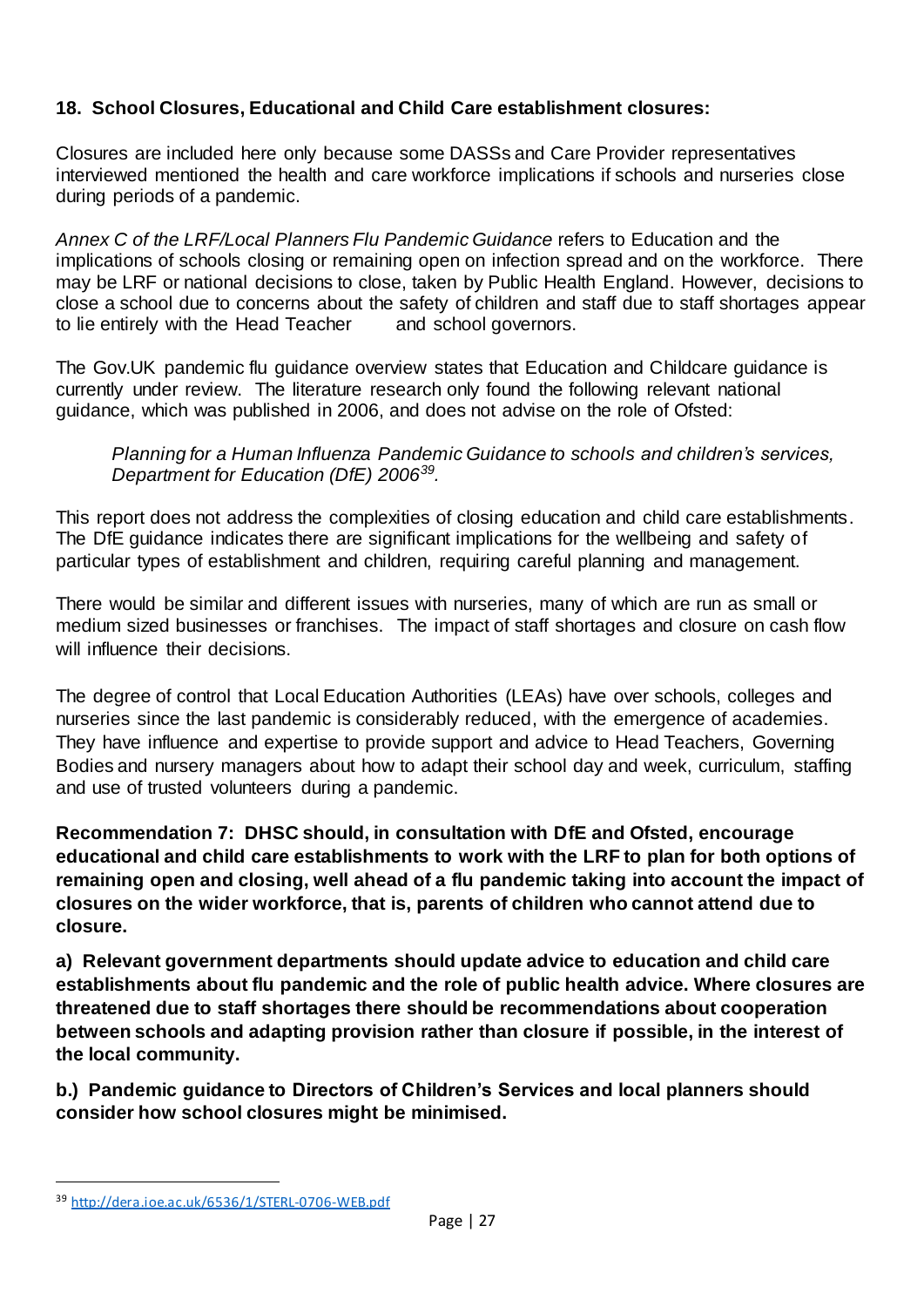## 18. School Closures, Educational and Child Care establishment closures:

Closures are included here only because some DASSs and Care Provider representatives interviewed mentioned the health and care workforce implications if schools and nurseries close during periods of a pandemic.

*Annex C of the LRF/Local Planners Flu Pandemic Guidance* refers to Education and the implications of schools closing or remaining open on infection spread and on the workforce. There may be LRF or national decisions to close, taken by Public Health England. However, decisions to close a school due to concerns about the safety of children and staff due to staff shortages appear to lie entirely with the Head Teacher and school governors.

The Gov.UK pandemic flu guidance overview states that Education and Childcare guidance is currently under review. The literature research only found the following relevant national guidance, which was published in 2006, and does not advise on the role of Ofsted:

> *Planning for a Human Influenza Pandemic Guidance to schools and children's services, Department for Education (DfE) 2006*[39].

This report does not address the complexities of closing education and child care establishments. The DfE guidance indicates there are significant implications for the wellbeing and safety of particular types of establishment and children, requiring careful planning and management.

There would be similar and different issues with nurseries, many of which are run as small or medium sized businesses or franchises. The impact of staff shortages and closure on cash flow will influence their decisions.

The degree of control that Local Education Authorities (LEAs) have over schools, colleges and nurseries since the last pandemic is considerably reduced, with the emergence of academies. They have influence and expertise to provide support and advice to Head Teachers, Governing Bodies and nursery managers about how to adapt their school day and week, curriculum, staffing and use of trusted volunteers during a pandemic.

**Recommendation 7: DHSC should, in consultation with DfE and Ofsted, encourage educational and child care establishments to work with the LRF to plan for both options of remaining open and closing, well ahead of a flu pandemic taking into account the impact of closures on the wider workforce, that is, parents of children who cannot attend due to closure.**

**a) Relevant government departments should update advice to education and child care establishments about flu pandemic and the role of public health advice. Where closures are threatened due to staff shortages there should be recommendations about cooperation between schools and adapting provision rather than closure if possible, in the interest of the local community.**

**b.) Pandemic guidance to Directors of Children's Services and local planners should consider how school closures might be minimised.**

---

[39] http://dera.ioe.ac.uk/6536/1/STERL-0706-WEB.pdf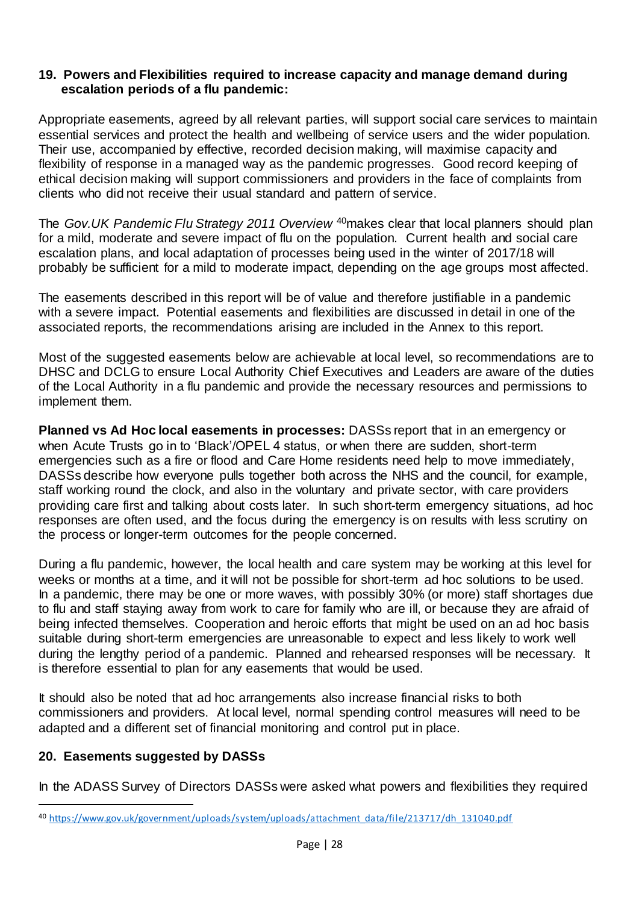## 19. Powers and Flexibilities required to increase capacity and manage demand during escalation periods of a flu pandemic:

Appropriate easements, agreed by all relevant parties, will support social care services to maintain essential services and protect the health and wellbeing of service users and the wider population. Their use, accompanied by effective, recorded decision making, will maximise capacity and flexibility of response in a managed way as the pandemic progresses. Good record keeping of ethical decision making will support commissioners and providers in the face of complaints from clients who did not receive their usual standard and pattern of service.

The *Gov.UK Pandemic Flu Strategy 2011 Overview* [40] makes clear that local planners should plan for a mild, moderate and severe impact of flu on the population. Current health and social care escalation plans, and local adaptation of processes being used in the winter of 2017/18 will probably be sufficient for a mild to moderate impact, depending on the age groups most affected.

The easements described in this report will be of value and therefore justifiable in a pandemic with a severe impact. Potential easements and flexibilities are discussed in detail in one of the associated reports, the recommendations arising are included in the Annex to this report.

Most of the suggested easements below are achievable at local level, so recommendations are to DHSC and DCLG to ensure Local Authority Chief Executives and Leaders are aware of the duties of the Local Authority in a flu pandemic and provide the necessary resources and permissions to implement them.

**Planned vs Ad Hoc local easements in processes:** DASSs report that in an emergency or when Acute Trusts go in to 'Black'/OPEL 4 status, or when there are sudden, short-term emergencies such as a fire or flood and Care Home residents need help to move immediately, DASSs describe how everyone pulls together both across the NHS and the council, for example, staff working round the clock, and also in the voluntary and private sector, with care providers providing care first and talking about costs later. In such short-term emergency situations, ad hoc responses are often used, and the focus during the emergency is on results with less scrutiny on the process or longer-term outcomes for the people concerned.

During a flu pandemic, however, the local health and care system may be working at this level for weeks or months at a time, and it will not be possible for short-term ad hoc solutions to be used. In a pandemic, there may be one or more waves, with possibly 30% (or more) staff shortages due to flu and staff staying away from work to care for family who are ill, or because they are afraid of being infected themselves. Cooperation and heroic efforts that might be used on an ad hoc basis suitable during short-term emergencies are unreasonable to expect and less likely to work well during the lengthy period of a pandemic. Planned and rehearsed responses will be necessary. It is therefore essential to plan for any easements that would be used.

It should also be noted that ad hoc arrangements also increase financial risks to both commissioners and providers. At local level, normal spending control measures will need to be adapted and a different set of financial monitoring and control put in place.

## 20. Easements suggested by DASSs

In the ADASS Survey of Directors DASSs were asked what powers and flexibilities they required

[40] https://www.gov.uk/government/uploads/system/uploads/attachment_data/file/213717/dh_131040.pdf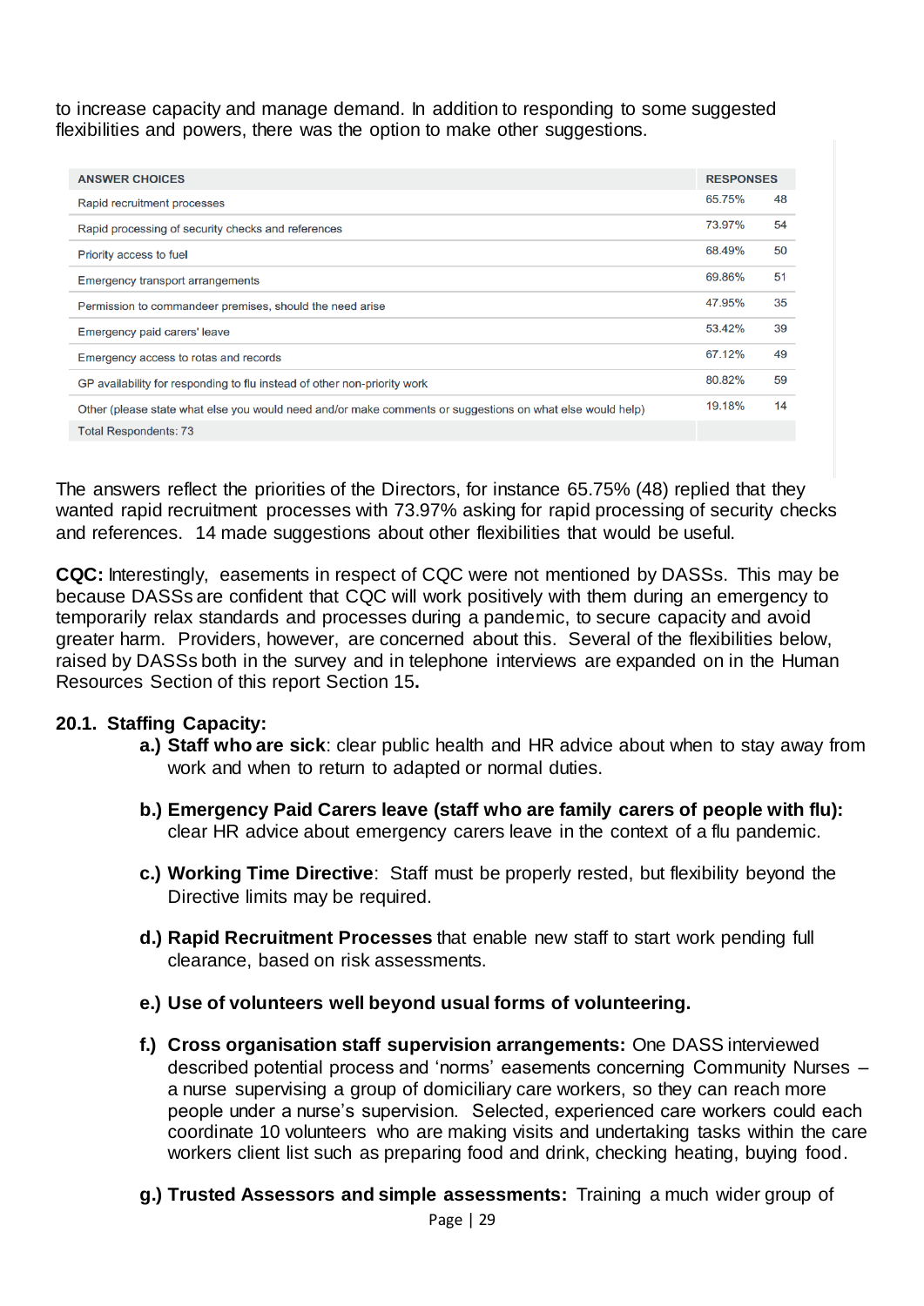to increase capacity and manage demand. In addition to responding to some suggested flexibilities and powers, there was the option to make other suggestions.

| ANSWER CHOICES | RESPONSES | |
|---|---|---|
| Rapid recruitment processes | 65.75% | 48 |
| Rapid processing of security checks and references | 73.97% | 54 |
| Priority access to fuel | 68.49% | 50 |
| Emergency transport arrangements | 69.86% | 51 |
| Permission to commandeer premises, should the need arise | 47.95% | 35 |
| Emergency paid carers' leave | 53.42% | 39 |
| Emergency access to rotas and records | 67.12% | 49 |
| GP availability for responding to flu instead of other non-priority work | 80.82% | 59 |
| Other (please state what else you would need and/or make comments or suggestions on what else would help) | 19.18% | 14 |
| Total Respondents: 73 | | |

The answers reflect the priorities of the Directors, for instance 65.75% (48) replied that they wanted rapid recruitment processes with 73.97% asking for rapid processing of security checks and references. 14 made suggestions about other flexibilities that would be useful.

**CQC:** Interestingly, easements in respect of CQC were not mentioned by DASSs. This may be because DASSs are confident that CQC will work positively with them during an emergency to temporarily relax standards and processes during a pandemic, to secure capacity and avoid greater harm. Providers, however, are concerned about this. Several of the flexibilities below, raised by DASSs both in the survey and in telephone interviews are expanded on in the Human Resources Section of this report Section 15**.**

### 20.1. Staffing Capacity:

a.) **Staff who are sick**: clear public health and HR advice about when to stay away from work and when to return to adapted or normal duties.

b.) **Emergency Paid Carers leave (staff who are family carers of people with flu):** clear HR advice about emergency carers leave in the context of a flu pandemic.

c.) **Working Time Directive**: Staff must be properly rested, but flexibility beyond the Directive limits may be required.

d.) **Rapid Recruitment Processes** that enable new staff to start work pending full clearance, based on risk assessments.

e.) **Use of volunteers well beyond usual forms of volunteering.**

f.) **Cross organisation staff supervision arrangements:** One DASS interviewed described potential process and 'norms' easements concerning Community Nurses – a nurse supervising a group of domiciliary care workers, so they can reach more people under a nurse's supervision. Selected, experienced care workers could each coordinate 10 volunteers who are making visits and undertaking tasks within the care workers client list such as preparing food and drink, checking heating, buying food.

g.) **Trusted Assessors and simple assessments:** Training a much wider group of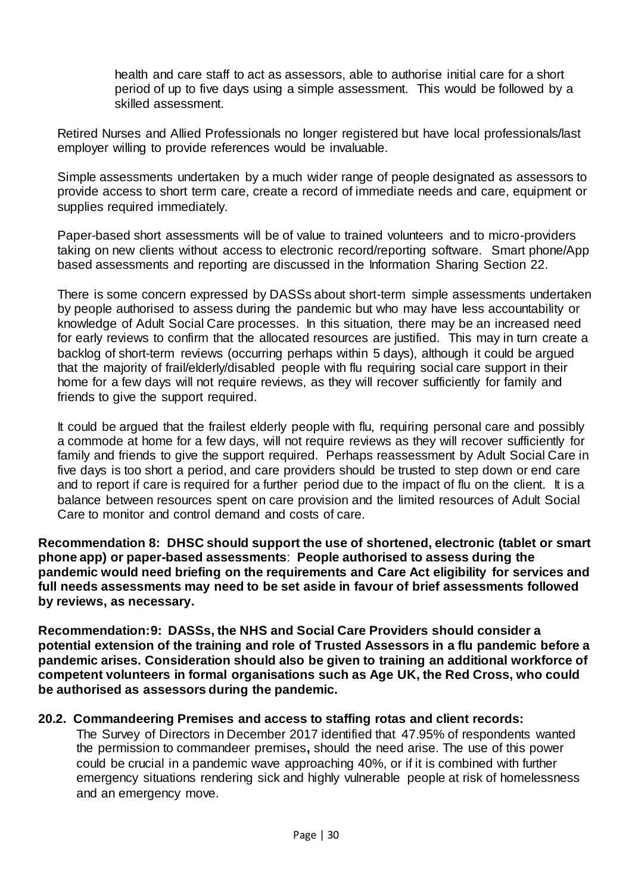health and care staff to act as assessors, able to authorise initial care for a short period of up to five days using a simple assessment. This would be followed by a skilled assessment.

Retired Nurses and Allied Professionals no longer registered but have local professionals/last employer willing to provide references would be invaluable.

Simple assessments undertaken by a much wider range of people designated as assessors to provide access to short term care, create a record of immediate needs and care, equipment or supplies required immediately.

Paper-based short assessments will be of value to trained volunteers and to micro-providers taking on new clients without access to electronic record/reporting software. Smart phone/App based assessments and reporting are discussed in the Information Sharing Section 22.

There is some concern expressed by DASSs about short-term simple assessments undertaken by people authorised to assess during the pandemic but who may have less accountability or knowledge of Adult Social Care processes. In this situation, there may be an increased need for early reviews to confirm that the allocated resources are justified. This may in turn create a backlog of short-term reviews (occurring perhaps within 5 days), although it could be argued that the majority of frail/elderly/disabled people with flu requiring social care support in their home for a few days will not require reviews, as they will recover sufficiently for family and friends to give the support required.

It could be argued that the frailest elderly people with flu, requiring personal care and possibly a commode at home for a few days, will not require reviews as they will recover sufficiently for family and friends to give the support required. Perhaps reassessment by Adult Social Care in five days is too short a period, and care providers should be trusted to step down or end care and to report if care is required for a further period due to the impact of flu on the client. It is a balance between resources spent on care provision and the limited resources of Adult Social Care to monitor and control demand and costs of care.

**Recommendation 8: DHSC should support the use of shortened, electronic (tablet or smart phone app) or paper-based assessments**: **People authorised to assess during the pandemic would need briefing on the requirements and Care Act eligibility for services and full needs assessments may need to be set aside in favour of brief assessments followed by reviews, as necessary.**

**Recommendation:9: DASSs, the NHS and Social Care Providers should consider a potential extension of the training and role of Trusted Assessors in a flu pandemic before a pandemic arises. Consideration should also be given to training an additional workforce of competent volunteers in formal organisations such as Age UK, the Red Cross, who could be authorised as assessors during the pandemic.**

### 20.2. Commandeering Premises and access to staffing rotas and client records:

The Survey of Directors in December 2017 identified that 47.95% of respondents wanted the permission to commandeer premises**,** should the need arise. The use of this power could be crucial in a pandemic wave approaching 40%, or if it is combined with further emergency situations rendering sick and highly vulnerable people at risk of homelessness and an emergency move.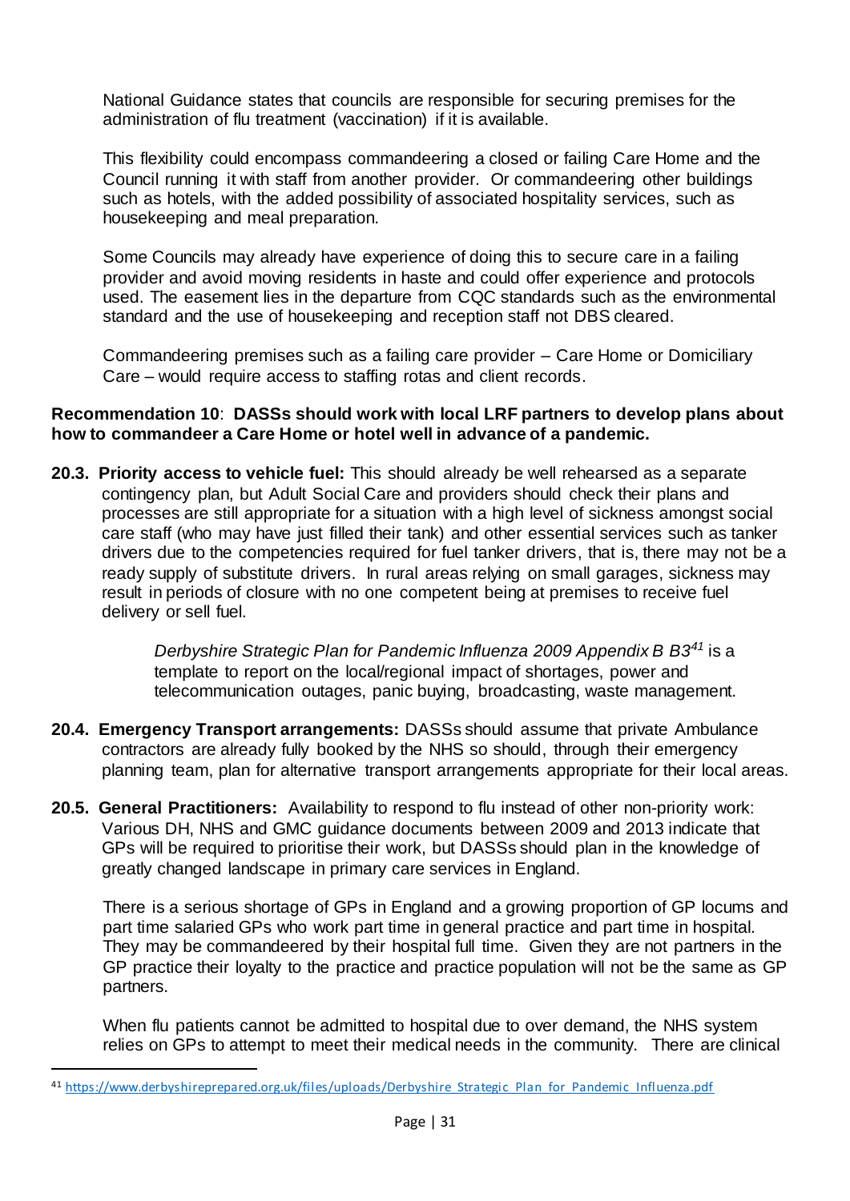National Guidance states that councils are responsible for securing premises for the administration of flu treatment (vaccination) if it is available.

This flexibility could encompass commandeering a closed or failing Care Home and the Council running it with staff from another provider. Or commandeering other buildings such as hotels, with the added possibility of associated hospitality services, such as housekeeping and meal preparation.

Some Councils may already have experience of doing this to secure care in a failing provider and avoid moving residents in haste and could offer experience and protocols used. The easement lies in the departure from CQC standards such as the environmental standard and the use of housekeeping and reception staff not DBS cleared.

Commandeering premises such as a failing care provider – Care Home or Domiciliary Care – would require access to staffing rotas and client records.

**Recommendation 10**: **DASSs should work with local LRF partners to develop plans about how to commandeer a Care Home or hotel well in advance of a pandemic.**

**20.3. Priority access to vehicle fuel:** This should already be well rehearsed as a separate contingency plan, but Adult Social Care and providers should check their plans and processes are still appropriate for a situation with a high level of sickness amongst social care staff (who may have just filled their tank) and other essential services such as tanker drivers due to the competencies required for fuel tanker drivers, that is, there may not be a ready supply of substitute drivers. In rural areas relying on small garages, sickness may result in periods of closure with no one competent being at premises to receive fuel delivery or sell fuel.

> *Derbyshire Strategic Plan for Pandemic Influenza 2009 Appendix B B3*[41] is a template to report on the local/regional impact of shortages, power and telecommunication outages, panic buying, broadcasting, waste management.

**20.4. Emergency Transport arrangements:** DASSs should assume that private Ambulance contractors are already fully booked by the NHS so should, through their emergency planning team, plan for alternative transport arrangements appropriate for their local areas.

**20.5. General Practitioners:** Availability to respond to flu instead of other non-priority work: Various DH, NHS and GMC guidance documents between 2009 and 2013 indicate that GPs will be required to prioritise their work, but DASSs should plan in the knowledge of greatly changed landscape in primary care services in England.

There is a serious shortage of GPs in England and a growing proportion of GP locums and part time salaried GPs who work part time in general practice and part time in hospital. They may be commandeered by their hospital full time. Given they are not partners in the GP practice their loyalty to the practice and practice population will not be the same as GP partners.

When flu patients cannot be admitted to hospital due to over demand, the NHS system relies on GPs to attempt to meet their medical needs in the community. There are clinical

[41] https://www.derbyshireprepared.org.uk/files/uploads/Derbyshire_Strategic_Plan_for_Pandemic_Influenza.pdf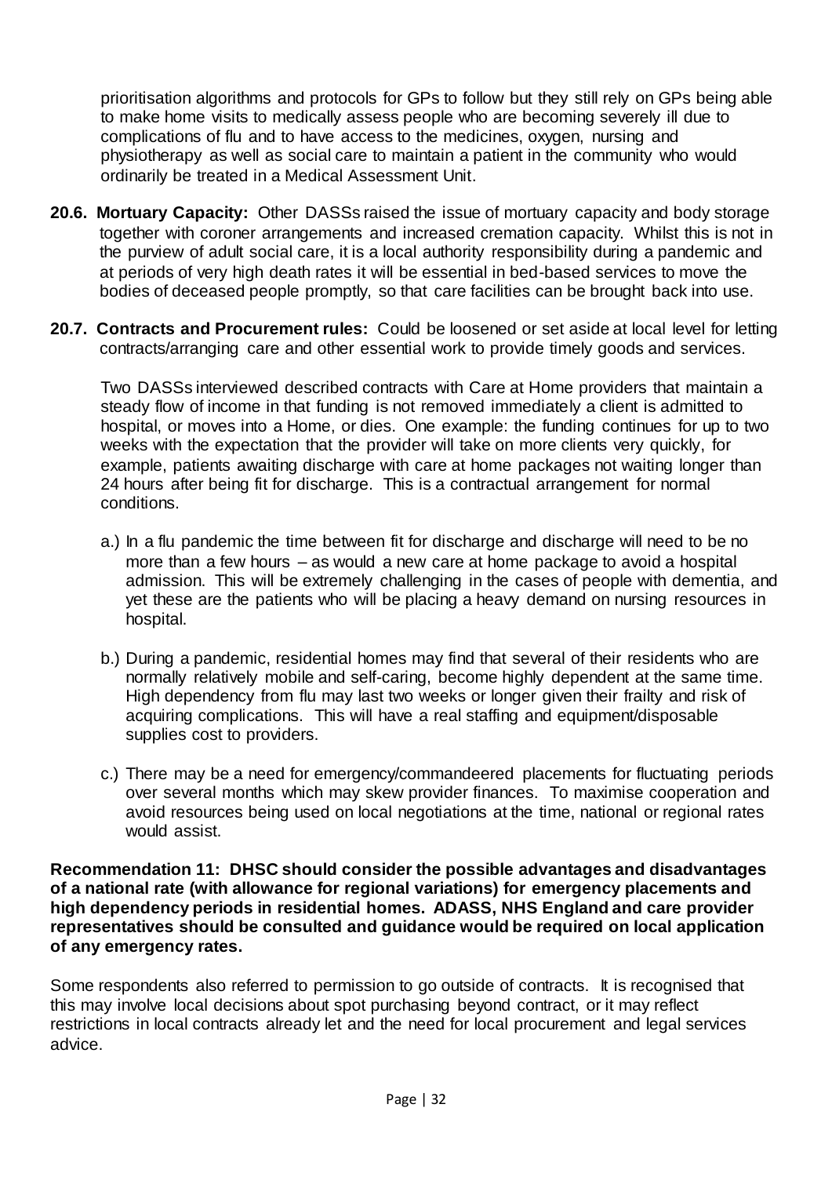prioritisation algorithms and protocols for GPs to follow but they still rely on GPs being able to make home visits to medically assess people who are becoming severely ill due to complications of flu and to have access to the medicines, oxygen, nursing and physiotherapy as well as social care to maintain a patient in the community who would ordinarily be treated in a Medical Assessment Unit.

**20.6. Mortuary Capacity:** Other DASSs raised the issue of mortuary capacity and body storage together with coroner arrangements and increased cremation capacity. Whilst this is not in the purview of adult social care, it is a local authority responsibility during a pandemic and at periods of very high death rates it will be essential in bed-based services to move the bodies of deceased people promptly, so that care facilities can be brought back into use.

**20.7. Contracts and Procurement rules:** Could be loosened or set aside at local level for letting contracts/arranging care and other essential work to provide timely goods and services.

Two DASSs interviewed described contracts with Care at Home providers that maintain a steady flow of income in that funding is not removed immediately a client is admitted to hospital, or moves into a Home, or dies. One example: the funding continues for up to two weeks with the expectation that the provider will take on more clients very quickly, for example, patients awaiting discharge with care at home packages not waiting longer than 24 hours after being fit for discharge. This is a contractual arrangement for normal conditions.

a.) In a flu pandemic the time between fit for discharge and discharge will need to be no more than a few hours – as would a new care at home package to avoid a hospital admission. This will be extremely challenging in the cases of people with dementia, and yet these are the patients who will be placing a heavy demand on nursing resources in hospital.

b.) During a pandemic, residential homes may find that several of their residents who are normally relatively mobile and self-caring, become highly dependent at the same time. High dependency from flu may last two weeks or longer given their frailty and risk of acquiring complications. This will have a real staffing and equipment/disposable supplies cost to providers.

c.) There may be a need for emergency/commandeered placements for fluctuating periods over several months which may skew provider finances. To maximise cooperation and avoid resources being used on local negotiations at the time, national or regional rates would assist.

**Recommendation 11: DHSC should consider the possible advantages and disadvantages of a national rate (with allowance for regional variations) for emergency placements and high dependency periods in residential homes. ADASS, NHS England and care provider representatives should be consulted and guidance would be required on local application of any emergency rates.**

Some respondents also referred to permission to go outside of contracts. It is recognised that this may involve local decisions about spot purchasing beyond contract, or it may reflect restrictions in local contracts already let and the need for local procurement and legal services advice.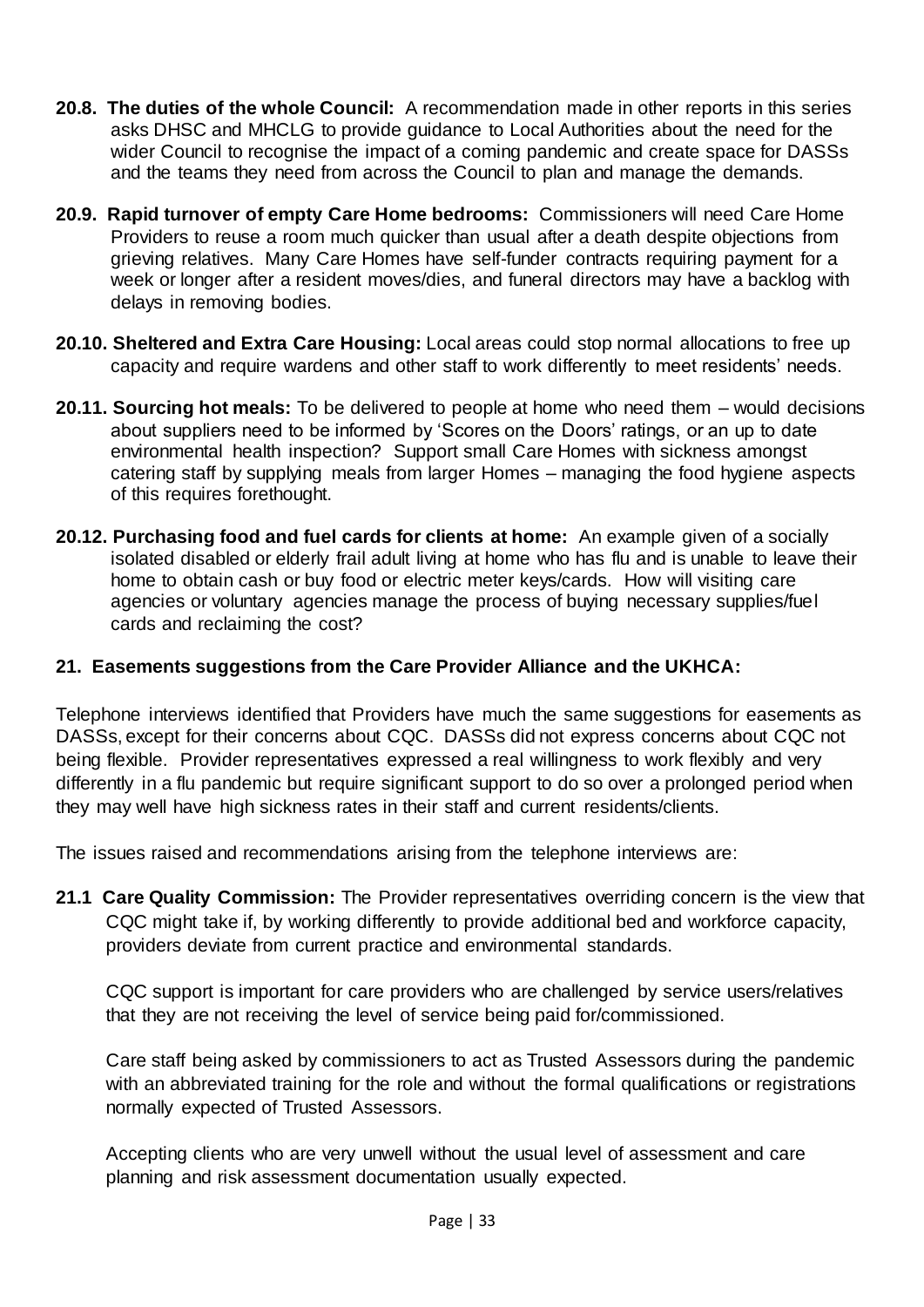**20.8. The duties of the whole Council:** A recommendation made in other reports in this series asks DHSC and MHCLG to provide guidance to Local Authorities about the need for the wider Council to recognise the impact of a coming pandemic and create space for DASSs and the teams they need from across the Council to plan and manage the demands.

**20.9. Rapid turnover of empty Care Home bedrooms:** Commissioners will need Care Home Providers to reuse a room much quicker than usual after a death despite objections from grieving relatives. Many Care Homes have self-funder contracts requiring payment for a week or longer after a resident moves/dies, and funeral directors may have a backlog with delays in removing bodies.

**20.10. Sheltered and Extra Care Housing:** Local areas could stop normal allocations to free up capacity and require wardens and other staff to work differently to meet residents' needs.

**20.11. Sourcing hot meals:** To be delivered to people at home who need them – would decisions about suppliers need to be informed by 'Scores on the Doors' ratings, or an up to date environmental health inspection? Support small Care Homes with sickness amongst catering staff by supplying meals from larger Homes – managing the food hygiene aspects of this requires forethought.

**20.12. Purchasing food and fuel cards for clients at home:** An example given of a socially isolated disabled or elderly frail adult living at home who has flu and is unable to leave their home to obtain cash or buy food or electric meter keys/cards. How will visiting care agencies or voluntary agencies manage the process of buying necessary supplies/fuel cards and reclaiming the cost?

## 21. Easements suggestions from the Care Provider Alliance and the UKHCA:

Telephone interviews identified that Providers have much the same suggestions for easements as DASSs, except for their concerns about CQC. DASSs did not express concerns about CQC not being flexible. Provider representatives expressed a real willingness to work flexibly and very differently in a flu pandemic but require significant support to do so over a prolonged period when they may well have high sickness rates in their staff and current residents/clients.

The issues raised and recommendations arising from the telephone interviews are:

**21.1 Care Quality Commission:** The Provider representatives overriding concern is the view that CQC might take if, by working differently to provide additional bed and workforce capacity, providers deviate from current practice and environmental standards.

CQC support is important for care providers who are challenged by service users/relatives that they are not receiving the level of service being paid for/commissioned.

Care staff being asked by commissioners to act as Trusted Assessors during the pandemic with an abbreviated training for the role and without the formal qualifications or registrations normally expected of Trusted Assessors.

Accepting clients who are very unwell without the usual level of assessment and care planning and risk assessment documentation usually expected.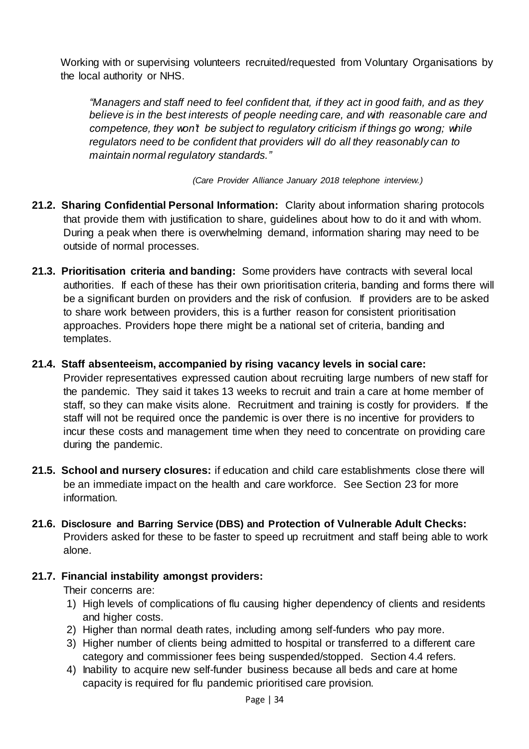Working with or supervising volunteers recruited/requested from Voluntary Organisations by the local authority or NHS.

> *"Managers and staff need to feel confident that, if they act in good faith, and as they believe is in the best interests of people needing care, and with reasonable care and competence, they won't be subject to regulatory criticism if things go wrong; while regulators need to be confident that providers will do all they reasonably can to maintain normal regulatory standards."*
>
> *(Care Provider Alliance January 2018 telephone interview.)*

**21.2. Sharing Confidential Personal Information:** Clarity about information sharing protocols that provide them with justification to share, guidelines about how to do it and with whom. During a peak when there is overwhelming demand, information sharing may need to be outside of normal processes.

**21.3. Prioritisation criteria and banding:** Some providers have contracts with several local authorities. If each of these has their own prioritisation criteria, banding and forms there will be a significant burden on providers and the risk of confusion. If providers are to be asked to share work between providers, this is a further reason for consistent prioritisation approaches. Providers hope there might be a national set of criteria, banding and templates.

**21.4. Staff absenteeism, accompanied by rising vacancy levels in social care:** Provider representatives expressed caution about recruiting large numbers of new staff for the pandemic. They said it takes 13 weeks to recruit and train a care at home member of staff, so they can make visits alone. Recruitment and training is costly for providers. If the staff will not be required once the pandemic is over there is no incentive for providers to incur these costs and management time when they need to concentrate on providing care during the pandemic.

**21.5. School and nursery closures:** if education and child care establishments close there will be an immediate impact on the health and care workforce. See Section 23 for more information.

**21.6. Disclosure and Barring Service (DBS) and Protection of Vulnerable Adult Checks:** Providers asked for these to be faster to speed up recruitment and staff being able to work alone.

**21.7. Financial instability amongst providers:**

Their concerns are:

1) High levels of complications of flu causing higher dependency of clients and residents and higher costs.
2) Higher than normal death rates, including among self-funders who pay more.
3) Higher number of clients being admitted to hospital or transferred to a different care category and commissioner fees being suspended/stopped. Section 4.4 refers.
4) Inability to acquire new self-funder business because all beds and care at home capacity is required for flu pandemic prioritised care provision.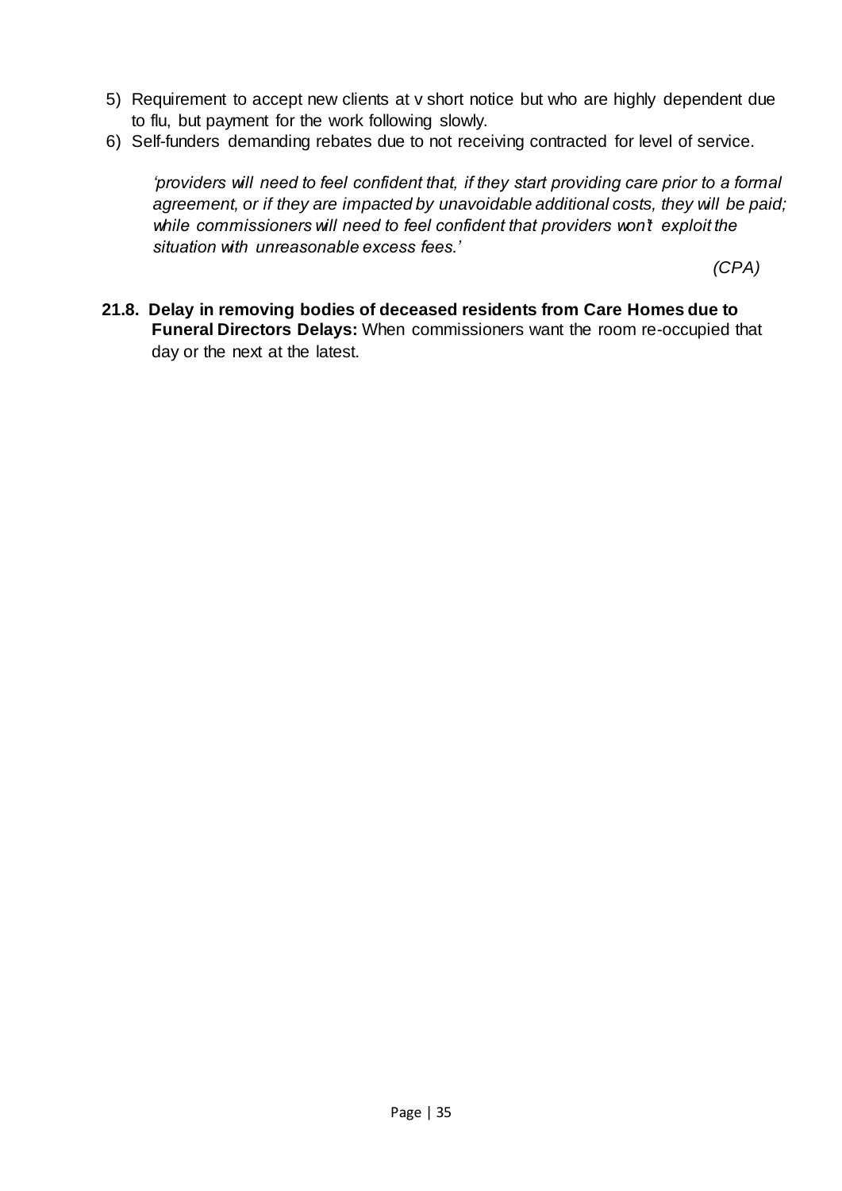5) Requirement to accept new clients at v short notice but who are highly dependent due to flu, but payment for the work following slowly.
6) Self-funders demanding rebates due to not receiving contracted for level of service.

> *'providers will need to feel confident that, if they start providing care prior to a formal agreement, or if they are impacted by unavoidable additional costs, they will be paid; while commissioners will need to feel confident that providers won't exploit the situation with unreasonable excess fees.'*
>
> *(CPA)*

**21.8. Delay in removing bodies of deceased residents from Care Homes due to Funeral Directors Delays:** When commissioners want the room re-occupied that day or the next at the latest.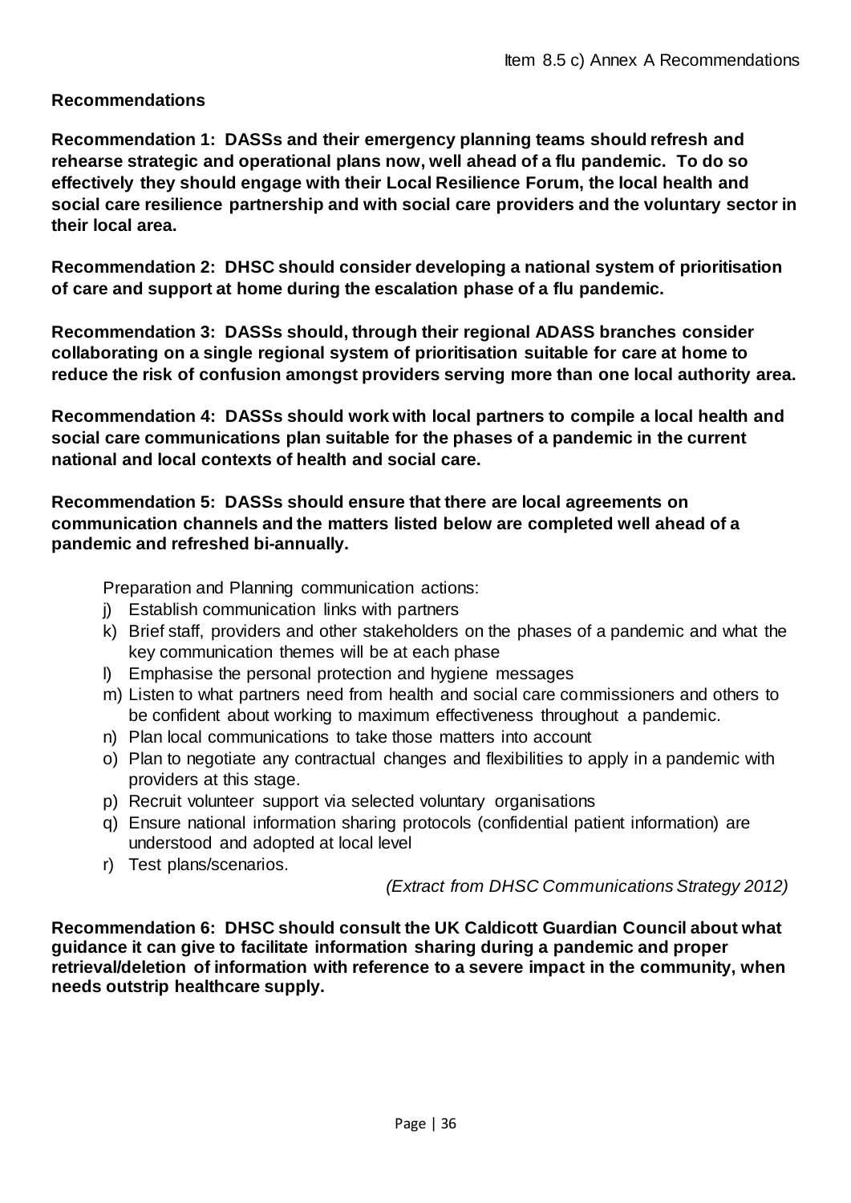## Recommendations

**Recommendation 1: DASSs and their emergency planning teams should refresh and rehearse strategic and operational plans now, well ahead of a flu pandemic. To do so effectively they should engage with their Local Resilience Forum, the local health and social care resilience partnership and with social care providers and the voluntary sector in their local area.**

**Recommendation 2: DHSC should consider developing a national system of prioritisation of care and support at home during the escalation phase of a flu pandemic.**

**Recommendation 3: DASSs should, through their regional ADASS branches consider collaborating on a single regional system of prioritisation suitable for care at home to reduce the risk of confusion amongst providers serving more than one local authority area.**

**Recommendation 4: DASSs should work with local partners to compile a local health and social care communications plan suitable for the phases of a pandemic in the current national and local contexts of health and social care.**

**Recommendation 5: DASSs should ensure that there are local agreements on communication channels and the matters listed below are completed well ahead of a pandemic and refreshed bi-annually.**

Preparation and Planning communication actions:

j) Establish communication links with partners
k) Brief staff, providers and other stakeholders on the phases of a pandemic and what the key communication themes will be at each phase
l) Emphasise the personal protection and hygiene messages
m) Listen to what partners need from health and social care commissioners and others to be confident about working to maximum effectiveness throughout a pandemic.
n) Plan local communications to take those matters into account
o) Plan to negotiate any contractual changes and flexibilities to apply in a pandemic with providers at this stage.
p) Recruit volunteer support via selected voluntary organisations
q) Ensure national information sharing protocols (confidential patient information) are understood and adopted at local level
r) Test plans/scenarios.

*(Extract from DHSC Communications Strategy 2012)*

**Recommendation 6: DHSC should consult the UK Caldicott Guardian Council about what guidance it can give to facilitate information sharing during a pandemic and proper retrieval/deletion of information with reference to a severe impact in the community, when needs outstrip healthcare supply.**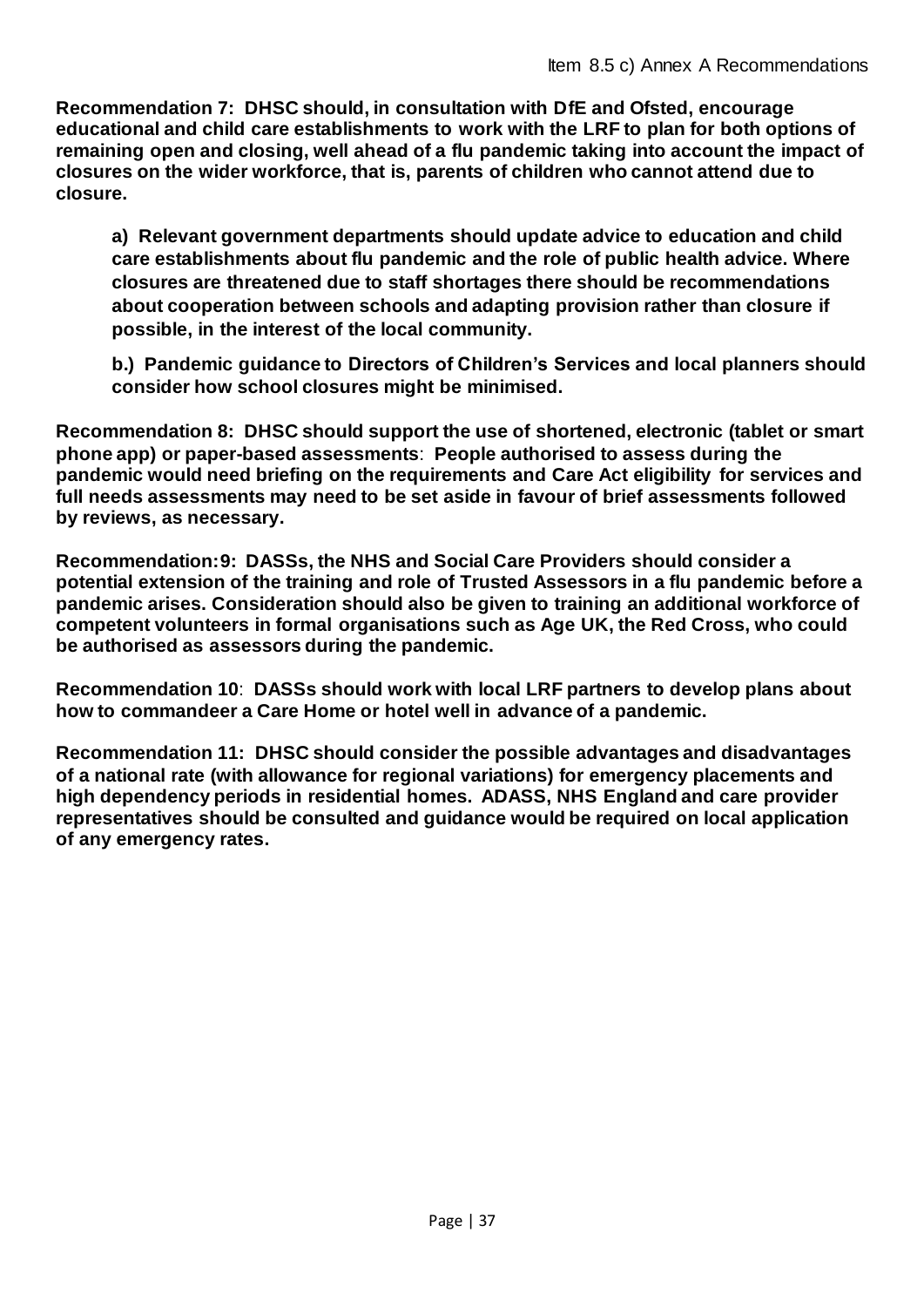**Recommendation 7: DHSC should, in consultation with DfE and Ofsted, encourage educational and child care establishments to work with the LRF to plan for both options of remaining open and closing, well ahead of a flu pandemic taking into account the impact of closures on the wider workforce, that is, parents of children who cannot attend due to closure.**

> **a) Relevant government departments should update advice to education and child care establishments about flu pandemic and the role of public health advice. Where closures are threatened due to staff shortages there should be recommendations about cooperation between schools and adapting provision rather than closure if possible, in the interest of the local community.**
>
> **b.) Pandemic guidance to Directors of Children's Services and local planners should consider how school closures might be minimised.**

**Recommendation 8: DHSC should support the use of shortened, electronic (tablet or smart phone app) or paper-based assessments**: **People authorised to assess during the pandemic would need briefing on the requirements and Care Act eligibility for services and full needs assessments may need to be set aside in favour of brief assessments followed by reviews, as necessary.**

**Recommendation:9: DASSs, the NHS and Social Care Providers should consider a potential extension of the training and role of Trusted Assessors in a flu pandemic before a pandemic arises. Consideration should also be given to training an additional workforce of competent volunteers in formal organisations such as Age UK, the Red Cross, who could be authorised as assessors during the pandemic.**

**Recommendation 10**: **DASSs should work with local LRF partners to develop plans about how to commandeer a Care Home or hotel well in advance of a pandemic.**

**Recommendation 11: DHSC should consider the possible advantages and disadvantages of a national rate (with allowance for regional variations) for emergency placements and high dependency periods in residential homes. ADASS, NHS England and care provider representatives should be consulted and guidance would be required on local application of any emergency rates.**